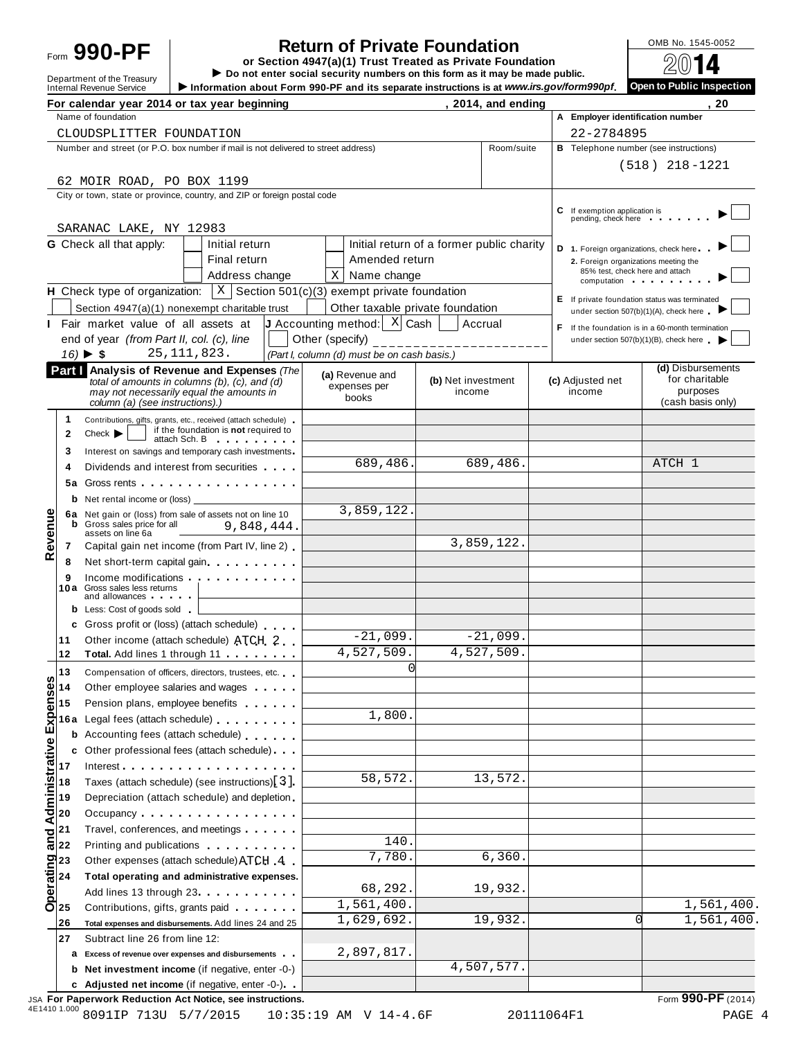Form **990-PF**

Department of the Treasury
Internal Revenue Service

# Return of Private Foundation

**or Section 4947(a)(1) Trust Treated as Private Foundation**

▶ Do not enter social security numbers on this form as it may be made public.

▶ Information about Form 990-PF and its separate instructions is at *www.irs.gov/form990pf*.

OMB No. 1545-0052

**2014**

**Open to Public Inspection**

For calendar year 2014 or tax year beginning , 2014, and ending , 20

Name of foundation: CLOUDSPLITTER FOUNDATION

A Employer identification number: 22-2784895

Number and street (or P.O. box number if mail is not delivered to street address) Room/suite: 62 MOIR ROAD, PO BOX 1199

B Telephone number (see instructions): (518) 218-1221

City or town, state or province, country, and ZIP or foreign postal code: SARANAC LAKE, NY 12983

C If exemption application is pending, check here ▶ [ ]

G Check all that apply:
- [ ] Initial return
- [ ] Initial return of a former public charity
- [ ] Final return
- [ ] Amended return
- [ ] Address change
- [X] Name change

D 1. Foreign organizations, check here ▶ [ ]
2. Foreign organizations meeting the 85% test, check here and attach computation ▶ [ ]

H Check type of organization: [X] Section 501(c)(3) exempt private foundation
[ ] Section 4947(a)(1) nonexempt charitable trust [ ] Other taxable private foundation

E If private foundation status was terminated under section 507(b)(1)(A), check here ▶ [ ]

I Fair market value of all assets at end of year *(from Part II, col. (c), line 16)* ▶ $ 25,111,823.

J Accounting method: [X] Cash [ ] Accrual [ ] Other (specify) *(Part I, column (d) must be on cash basis.)*

F If the foundation is in a 60-month termination under section 507(b)(1)(B), check here ▶ [ ]

**Part I Analysis of Revenue and Expenses** *(The total of amounts in columns (b), (c), and (d) may not necessarily equal the amounts in column (a) (see instructions).)*

| | | (a) Revenue and expenses per books | (b) Net investment income | (c) Adjusted net income | (d) Disbursements for charitable purposes (cash basis only) |
|---|---|---|---|---|---|
| **Revenue** | 1 Contributions, gifts, grants, etc., received (attach schedule) | | | | |
| | 2 Check ▶ [ ] if the foundation is **not** required to attach Sch. B | | | | |
| | 3 Interest on savings and temporary cash investments | | | | |
| | 4 Dividends and interest from securities | 689,486. | 689,486. | | ATCH 1 |
| | 5a Gross rents | | | | |
| | b Net rental income or (loss) | | | | |
| | 6a Net gain or (loss) from sale of assets not on line 10 | 3,859,122. | | | |
| | b Gross sales price for all assets on line 6a 9,848,444. | | | | |
| | 7 Capital gain net income (from Part IV, line 2) | | 3,859,122. | | |
| | 8 Net short-term capital gain | | | | |
| | 9 Income modifications | | | | |
| | 10a Gross sales less returns and allowances | | | | |
| | b Less: Cost of goods sold | | | | |
| | c Gross profit or (loss) (attach schedule) | | | | |
| | 11 Other income (attach schedule) ATCH 2 | -21,099. | -21,099. | | |
| | 12 **Total.** Add lines 1 through 11 | 4,527,509. | 4,527,509. | | |
| **Operating and Administrative Expenses** | 13 Compensation of officers, directors, trustees, etc. | 0 | | | |
| | 14 Other employee salaries and wages | | | | |
| | 15 Pension plans, employee benefits | | | | |
| | 16a Legal fees (attach schedule) | 1,800. | | | |
| | b Accounting fees (attach schedule) | | | | |
| | c Other professional fees (attach schedule) | | | | |
| | 17 Interest | | | | |
| | 18 Taxes (attach schedule) (see instructions)[3] | 58,572. | 13,572. | | |
| | 19 Depreciation (attach schedule) and depletion | | | | |
| | 20 Occupancy | | | | |
| | 21 Travel, conferences, and meetings | | | | |
| | 22 Printing and publications | 140. | | | |
| | 23 Other expenses (attach schedule) ATCH 4 | 7,780. | 6,360. | | |
| | 24 **Total operating and administrative expenses.** Add lines 13 through 23 | 68,292. | 19,932. | | |
| | 25 Contributions, gifts, grants paid | 1,561,400. | | | 1,561,400. |
| | 26 **Total expenses and disbursements.** Add lines 24 and 25 | 1,629,692. | 19,932. | 0 | 1,561,400. |
| | 27 Subtract line 26 from line 12: | | | | |
| | a **Excess of revenue over expenses and disbursements** | 2,897,817. | | | |
| | b **Net investment income** (if negative, enter -0-) | | 4,507,577. | | |
| | c **Adjusted net income** (if negative, enter -0-) | | | | |

JSA **For Paperwork Reduction Act Notice, see instructions.** Form **990-PF** (2014)

4E1410 1.000 8091IP 713U 5/7/2015 10:35:19 AM V 14-4.6F 20111064F1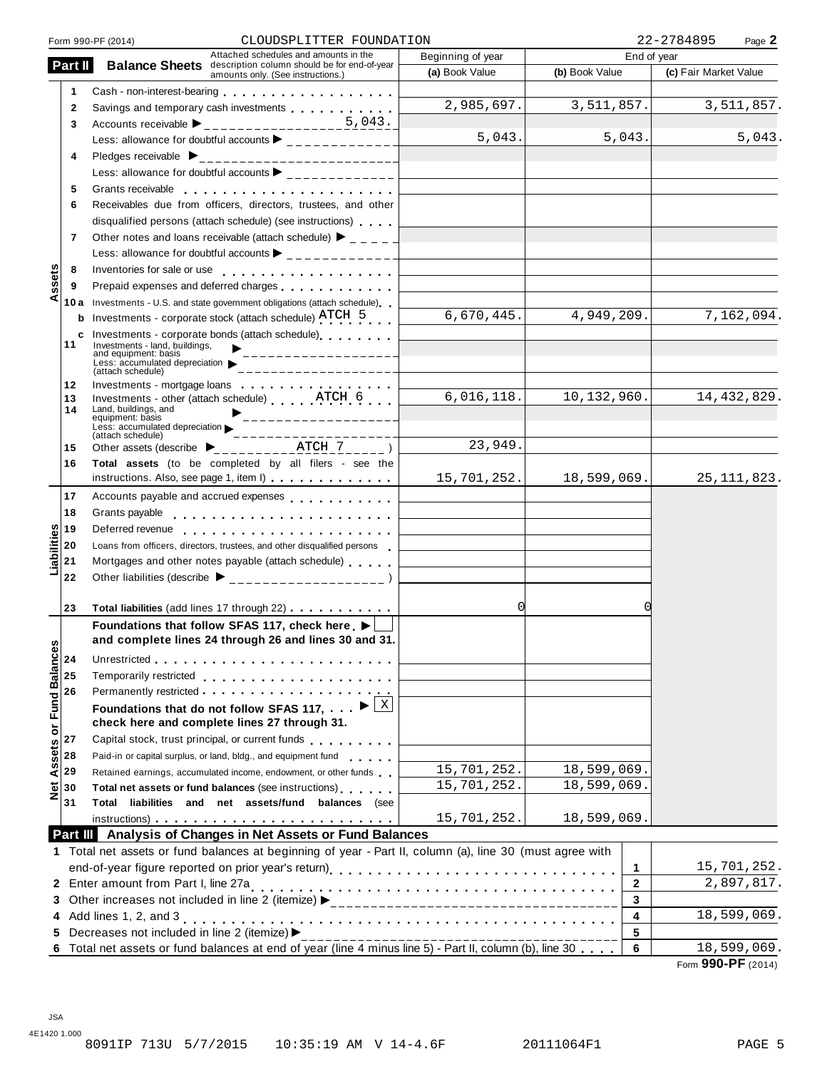Form 990-PF (2014) CLOUDSPLITTER FOUNDATION 22-2784895

## Part II Balance Sheets

Attached schedules and amounts in the description column should be for end-of-year amounts only. (See instructions.)

| | | | Beginning of year | End of year | |
|---|---|---|---|---|---|
| | | | (a) Book Value | (b) Book Value | (c) Fair Market Value |
| Assets | 1 | Cash - non-interest-bearing | | | |
| | 2 | Savings and temporary cash investments | 2,985,697. | 3,511,857. | 3,511,857. |
| | 3 | Accounts receivable ▶ 5,043. | | | |
| | | Less: allowance for doubtful accounts ▶ | 5,043. | 5,043. | 5,043. |
| | 4 | Pledges receivable ▶ | | | |
| | | Less: allowance for doubtful accounts ▶ | | | |
| | 5 | Grants receivable | | | |
| | 6 | Receivables due from officers, directors, trustees, and other disqualified persons (attach schedule) (see instructions) | | | |
| | 7 | Other notes and loans receivable (attach schedule) ▶ | | | |
| | | Less: allowance for doubtful accounts ▶ | | | |
| | 8 | Inventories for sale or use | | | |
| | 9 | Prepaid expenses and deferred charges | | | |
| | 10a | Investments - U.S. and state government obligations (attach schedule) | | | |
| | b | Investments - corporate stock (attach schedule) ATCH 5 | 6,670,445. | 4,949,209. | 7,162,094. |
| | c | Investments - corporate bonds (attach schedule) | | | |
| | 11 | Investments - land, buildings, and equipment: basis ▶ | | | |
| | | Less: accumulated depreciation (attach schedule) ▶ | | | |
| | 12 | Investments - mortgage loans | | | |
| | 13 | Investments - other (attach schedule) ATCH 6 | 6,016,118. | 10,132,960. | 14,432,829. |
| | 14 | Land, buildings, and equipment: basis ▶ | | | |
| | | Less: accumulated depreciation (attach schedule) ▶ | | | |
| | 15 | Other assets (describe ▶ ATCH 7 ) | 23,949. | | |
| | 16 | Total assets (to be completed by all filers - see the instructions. Also, see page 1, item I) | 15,701,252. | 18,599,069. | 25,111,823. |
| Liabilities | 17 | Accounts payable and accrued expenses | | | |
| | 18 | Grants payable | | | |
| | 19 | Deferred revenue | | | |
| | 20 | Loans from officers, directors, trustees, and other disqualified persons | | | |
| | 21 | Mortgages and other notes payable (attach schedule) | | | |
| | 22 | Other liabilities (describe ▶ ) | | | |
| | 23 | Total liabilities (add lines 17 through 22) | 0 | 0 | |
| Net Assets or Fund Balances | | Foundations that follow SFAS 117, check here ▶ ☐ and complete lines 24 through 26 and lines 30 and 31. | | | |
| | 24 | Unrestricted | | | |
| | 25 | Temporarily restricted | | | |
| | 26 | Permanently restricted | | | |
| | | Foundations that do not follow SFAS 117, ▶ ☒ check here and complete lines 27 through 31. | | | |
| | 27 | Capital stock, trust principal, or current funds | | | |
| | 28 | Paid-in or capital surplus, or land, bldg., and equipment fund | | | |
| | 29 | Retained earnings, accumulated income, endowment, or other funds | 15,701,252. | 18,599,069. | |
| | 30 | Total net assets or fund balances (see instructions) | 15,701,252. | 18,599,069. | |
| | 31 | Total liabilities and net assets/fund balances (see instructions) | 15,701,252. | 18,599,069. | |

## Part III Analysis of Changes in Net Assets or Fund Balances

| | | Line | Amount |
|---|---|---|---|
| 1 | Total net assets or fund balances at beginning of year - Part II, column (a), line 30 (must agree with end-of-year figure reported on prior year's return) | 1 | 15,701,252. |
| 2 | Enter amount from Part I, line 27a | 2 | 2,897,817. |
| 3 | Other increases not included in line 2 (itemize) ▶ | 3 | |
| 4 | Add lines 1, 2, and 3 | 4 | 18,599,069. |
| 5 | Decreases not included in line 2 (itemize) ▶ | 5 | |
| 6 | Total net assets or fund balances at end of year (line 4 minus line 5) - Part II, column (b), line 30 | 6 | 18,599,069. |

Form **990-PF** (2014)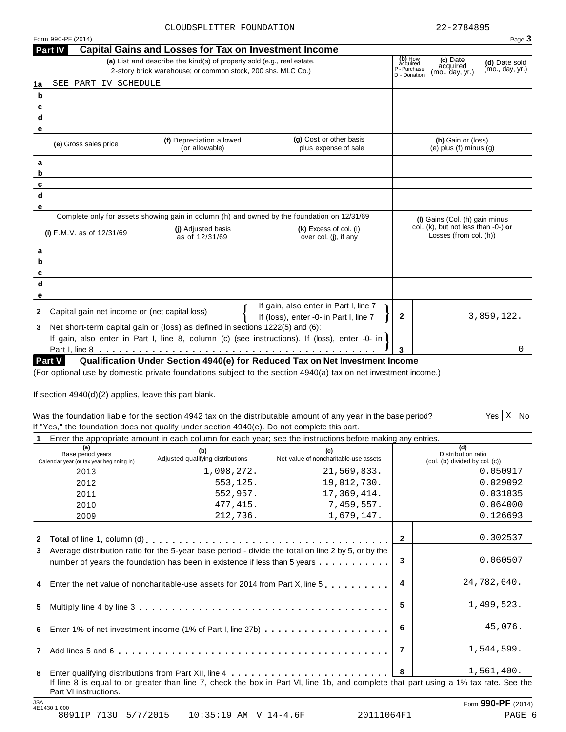CLOUDSPLITTER FOUNDATION 22-2784895

Form 990-PF (2014)

## Part IV Capital Gains and Losses for Tax on Investment Income

| | (a) List and describe the kind(s) of property sold (e.g., real estate, 2-story brick warehouse; or common stock, 200 shs. MLC Co.) | (b) How acquired P - Purchase D - Donation | (c) Date acquired (mo., day, yr.) | (d) Date sold (mo., day, yr.) |
|---|---|---|---|---|
| 1a | SEE PART IV SCHEDULE | | | |
| b | | | | |
| c | | | | |
| d | | | | |
| e | | | | |

| | (e) Gross sales price | (f) Depreciation allowed (or allowable) | (g) Cost or other basis plus expense of sale | (h) Gain or (loss) (e) plus (f) minus (g) |
|---|---|---|---|---|
| a | | | | |
| b | | | | |
| c | | | | |
| d | | | | |
| e | | | | |

Complete only for assets showing gain in column (h) and owned by the foundation on 12/31/69

| | (i) F.M.V. as of 12/31/69 | (j) Adjusted basis as of 12/31/69 | (k) Excess of col. (i) over col. (j), if any | (l) Gains (Col. (h) gain minus col. (k), but not less than -0-) or Losses (from col. (h)) |
|---|---|---|---|---|
| a | | | | |
| b | | | | |
| c | | | | |
| d | | | | |
| e | | | | |

| | | | |
|---|---|---|---|
| 2 | Capital gain net income or (net capital loss) { If gain, also enter in Part I, line 7; If (loss), enter -0- in Part I, line 7 } | 2 | 3,859,122. |
| 3 | Net short-term capital gain or (loss) as defined in sections 1222(5) and (6): If gain, also enter in Part I, line 8, column (c) (see instructions). If (loss), enter -0- in Part I, line 8 | 3 | 0 |

## Part V Qualification Under Section 4940(e) for Reduced Tax on Net Investment Income

(For optional use by domestic private foundations subject to the section 4940(a) tax on net investment income.)

If section 4940(d)(2) applies, leave this part blank.

Was the foundation liable for the section 4942 tax on the distributable amount of any year in the base period? ☐ Yes ☒ No

If "Yes," the foundation does not qualify under section 4940(e). Do not complete this part.

**1** Enter the appropriate amount in each column for each year; see the instructions before making any entries.

| (a) Base period years Calendar year (or tax year beginning in) | (b) Adjusted qualifying distributions | (c) Net value of noncharitable-use assets | (d) Distribution ratio (col. (b) divided by col. (c)) |
|---|---|---|---|
| 2013 | 1,098,272. | 21,569,833. | 0.050917 |
| 2012 | 553,125. | 19,012,730. | 0.029092 |
| 2011 | 552,957. | 17,369,414. | 0.031835 |
| 2010 | 477,415. | 7,459,557. | 0.064000 |
| 2009 | 212,736. | 1,679,147. | 0.126693 |

| | | | |
|---|---|---|---|
| 2 | **Total** of line 1, column (d) | 2 | 0.302537 |
| 3 | Average distribution ratio for the 5-year base period - divide the total on line 2 by 5, or by the number of years the foundation has been in existence if less than 5 years | 3 | 0.060507 |
| 4 | Enter the net value of noncharitable-use assets for 2014 from Part X, line 5 | 4 | 24,782,640. |
| 5 | Multiply line 4 by line 3 | 5 | 1,499,523. |
| 6 | Enter 1% of net investment income (1% of Part I, line 27b) | 6 | 45,076. |
| 7 | Add lines 5 and 6 | 7 | 1,544,599. |
| 8 | Enter qualifying distributions from Part XII, line 4 | 8 | 1,561,400. |

If line 8 is equal to or greater than line 7, check the box in Part VI, line 1b, and complete that part using a 1% tax rate. See the Part VI instructions.

Form **990-PF** (2014)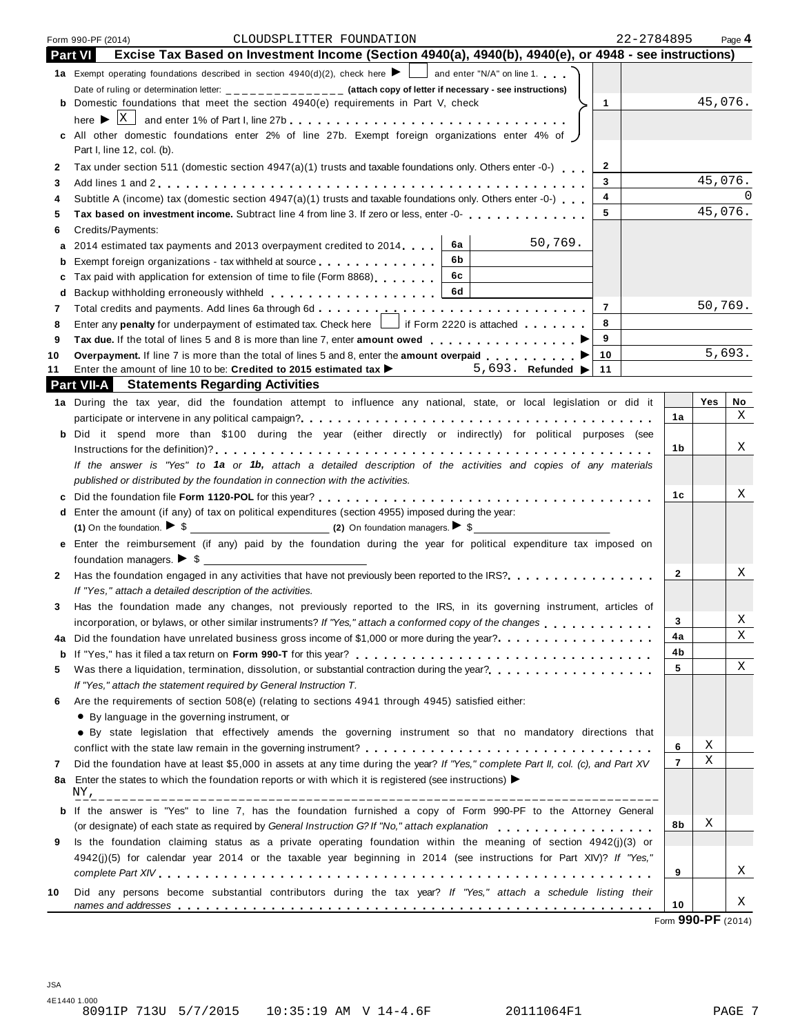Form 990-PF (2014) CLOUDSPLITTER FOUNDATION 22-2784895 Page **4**

## Part VI Excise Tax Based on Investment Income (Section 4940(a), 4940(b), 4940(e), or 4948 - see instructions)

| | | | | |
|---|---|---|---|---|
| **1a** | Exempt operating foundations described in section 4940(d)(2), check here ▶ ☐ and enter "N/A" on line 1. Date of ruling or determination letter: _______________ **(attach copy of letter if necessary - see instructions)** | | | |
| **b** | Domestic foundations that meet the section 4940(e) requirements in Part V, check here ▶ ☒ and enter 1% of Part I, line 27b | | 1 | 45,076. |
| **c** | All other domestic foundations enter 2% of line 27b. Exempt foreign organizations enter 4% of Part I, line 12, col. (b). | | | |
| **2** | Tax under section 511 (domestic section 4947(a)(1) trusts and taxable foundations only. Others enter -0-) | | 2 | |
| **3** | Add lines 1 and 2 | | 3 | 45,076. |
| **4** | Subtitle A (income) tax (domestic section 4947(a)(1) trusts and taxable foundations only. Others enter -0-) | | 4 | 0 |
| **5** | **Tax based on investment income.** Subtract line 4 from line 3. If zero or less, enter -0- | | 5 | 45,076. |
| **6** | Credits/Payments: | | | |
| **a** | 2014 estimated tax payments and 2013 overpayment credited to 2014 | 6a 50,769. | | |
| **b** | Exempt foreign organizations - tax withheld at source | 6b | | |
| **c** | Tax paid with application for extension of time to file (Form 8868) | 6c | | |
| **d** | Backup withholding erroneously withheld | 6d | | |
| **7** | Total credits and payments. Add lines 6a through 6d | | 7 | 50,769. |
| **8** | Enter any **penalty** for underpayment of estimated tax. Check here ☐ if Form 2220 is attached | | 8 | |
| **9** | **Tax due.** If the total of lines 5 and 8 is more than line 7, enter **amount owed** ▶ | | 9 | |
| **10** | **Overpayment.** If line 7 is more than the total of lines 5 and 8, enter the **amount overpaid** ▶ | | 10 | 5,693. |
| **11** | Enter the amount of line 10 to be: **Credited to 2015 estimated tax** ▶ 5,693. **Refunded** ▶ | | 11 | |

## Part VII-A Statements Regarding Activities

| | | | Yes | No |
|---|---|---|---|---|
| **1a** | During the tax year, did the foundation attempt to influence any national, state, or local legislation or did it participate or intervene in any political campaign? | 1a | | X |
| **b** | Did it spend more than $100 during the year (either directly or indirectly) for political purposes (see Instructions for the definition)? | 1b | | X |
| | *If the answer is "Yes" to **1a** or **1b**, attach a detailed description of the activities and copies of any materials published or distributed by the foundation in connection with the activities.* | | | |
| **c** | Did the foundation file **Form 1120-POL** for this year? | 1c | | X |
| **d** | Enter the amount (if any) of tax on political expenditures (section 4955) imposed during the year: **(1)** On the foundation. ▶ $ ______ **(2)** On foundation managers. ▶ $ ______ | | | |
| **e** | Enter the reimbursement (if any) paid by the foundation during the year for political expenditure tax imposed on foundation managers. ▶ $ ______ | | | |
| **2** | Has the foundation engaged in any activities that have not previously been reported to the IRS? *If "Yes," attach a detailed description of the activities.* | 2 | | X |
| **3** | Has the foundation made any changes, not previously reported to the IRS, in its governing instrument, articles of incorporation, or bylaws, or other similar instruments? *If "Yes," attach a conformed copy of the changes* | 3 | | X |
| **4a** | Did the foundation have unrelated business gross income of $1,000 or more during the year? | 4a | | X |
| **b** | If "Yes," has it filed a tax return on **Form 990-T** for this year? | 4b | | |
| **5** | Was there a liquidation, termination, dissolution, or substantial contraction during the year? *If "Yes," attach the statement required by General Instruction T.* | 5 | | X |
| **6** | Are the requirements of section 508(e) (relating to sections 4941 through 4945) satisfied either: • By language in the governing instrument, or • By state legislation that effectively amends the governing instrument so that no mandatory directions that conflict with the state law remain in the governing instrument? | 6 | X | |
| **7** | Did the foundation have at least $5,000 in assets at any time during the year? *If "Yes," complete Part II, col. (c), and Part XV* | 7 | X | |
| **8a** | Enter the states to which the foundation reports or with which it is registered (see instructions) ▶ NY, | | | |
| **b** | If the answer is "Yes" to line 7, has the foundation furnished a copy of Form 990-PF to the Attorney General (or designate) of each state as required by *General Instruction G? If "No," attach explanation* | 8b | X | |
| **9** | Is the foundation claiming status as a private operating foundation within the meaning of section 4942(j)(3) or 4942(j)(5) for calendar year 2014 or the taxable year beginning in 2014 (see instructions for Part XIV)? *If "Yes," complete Part XIV* | 9 | | X |
| **10** | Did any persons become substantial contributors during the tax year? *If "Yes," attach a schedule listing their names and addresses* | 10 | | X |

Form **990-PF** (2014)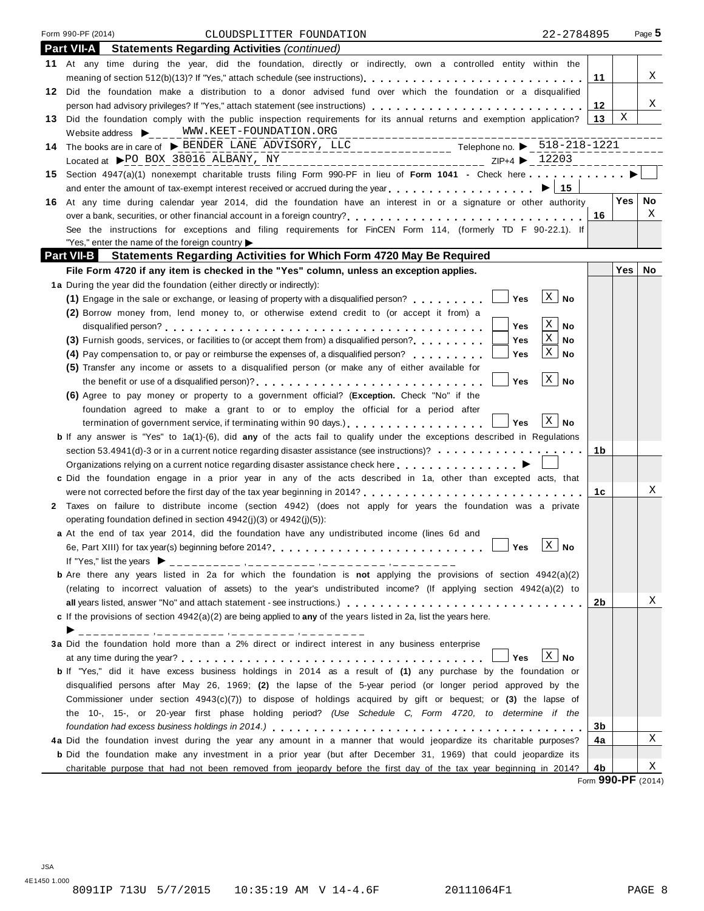Form 990-PF (2014) CLOUDSPLITTER FOUNDATION 22-2784895

## Part VII-A Statements Regarding Activities *(continued)*

| | | | Yes | No |
|---|---|---|---|---|
| 11 | At any time during the year, did the foundation, directly or indirectly, own a controlled entity within the meaning of section 512(b)(13)? If "Yes," attach schedule (see instructions) | 11 | | X |
| 12 | Did the foundation make a distribution to a donor advised fund over which the foundation or a disqualified person had advisory privileges? If "Yes," attach statement (see instructions) | 12 | | X |
| 13 | Did the foundation comply with the public inspection requirements for its annual returns and exemption application? | 13 | X | |

Website address ▶ WWW.KEET-FOUNDATION.ORG

**14** The books are in care of ▶ BENDER LANE ADVISORY, LLC Telephone no. ▶ 518-218-1221

Located at ▶ PO BOX 38016 ALBANY, NY ZIP+4 ▶ 12203

**15** Section 4947(a)(1) nonexempt charitable trusts filing Form 990-PF in lieu of **Form 1041** - Check here ▶ ☐

and enter the amount of tax-exempt interest received or accrued during the year ▶ | 15 |

| | | | Yes | No |
|---|---|---|---|---|
| 16 | At any time during calendar year 2014, did the foundation have an interest in or a signature or other authority over a bank, securities, or other financial account in a foreign country? | 16 | | X |
| | See the instructions for exceptions and filing requirements for FinCEN Form 114, (formerly TD F 90-22.1). If "Yes," enter the name of the foreign country ▶ | | | |

## Part VII-B Statements Regarding Activities for Which Form 4720 May Be Required

**File Form 4720 if any item is checked in the "Yes" column, unless an exception applies.**

| | | | Yes | No |
|---|---|---|---|---|
| **1a** | During the year did the foundation (either directly or indirectly): | | | |
| | **(1)** Engage in the sale or exchange, or leasing of property with a disqualified person? ☐ Yes ☒ No | | | |
| | **(2)** Borrow money from, lend money to, or otherwise extend credit to (or accept it from) a disqualified person? ☐ Yes ☒ No | | | |
| | **(3)** Furnish goods, services, or facilities to (or accept them from) a disqualified person? ☐ Yes ☒ No | | | |
| | **(4)** Pay compensation to, or pay or reimburse the expenses of, a disqualified person? ☐ Yes ☒ No | | | |
| | **(5)** Transfer any income or assets to a disqualified person (or make any of either available for the benefit or use of a disqualified person)? ☐ Yes ☒ No | | | |
| | **(6)** Agree to pay money or property to a government official? (**Exception.** Check "No" if the foundation agreed to make a grant to or to employ the official for a period after termination of government service, if terminating within 90 days.) ☐ Yes ☒ No | | | |
| **b** | If any answer is "Yes" to 1a(1)-(6), did **any** of the acts fail to qualify under the exceptions described in Regulations section 53.4941(d)-3 or in a current notice regarding disaster assistance (see instructions)? | 1b | | |
| | Organizations relying on a current notice regarding disaster assistance check here ▶ ☐ | | | |
| **c** | Did the foundation engage in a prior year in any of the acts described in 1a, other than excepted acts, that were not corrected before the first day of the tax year beginning in 2014? | 1c | | X |
| **2** | Taxes on failure to distribute income (section 4942) (does not apply for years the foundation was a private operating foundation defined in section 4942(j)(3) or 4942(j)(5)): | | | |
| **a** | At the end of tax year 2014, did the foundation have any undistributed income (lines 6d and 6e, Part XIII) for tax year(s) beginning before 2014? ☐ Yes ☒ No | | | |
| | If "Yes," list the years ▶ ______ , ______ , ______ , ______ | | | |
| **b** | Are there any years listed in 2a for which the foundation is **not** applying the provisions of section 4942(a)(2) (relating to incorrect valuation of assets) to the year's undistributed income? (If applying section 4942(a)(2) to **all** years listed, answer "No" and attach statement - see instructions.) | 2b | | X |
| **c** | If the provisions of section 4942(a)(2) are being applied to **any** of the years listed in 2a, list the years here. ▶ ______ , ______ , ______ , ______ | | | |
| **3a** | Did the foundation hold more than a 2% direct or indirect interest in any business enterprise at any time during the year? ☐ Yes ☒ No | | | |
| **b** | If "Yes," did it have excess business holdings in 2014 as a result of **(1)** any purchase by the foundation or disqualified persons after May 26, 1969; **(2)** the lapse of the 5-year period (or longer period approved by the Commissioner under section 4943(c)(7)) to dispose of holdings acquired by gift or bequest; or **(3)** the lapse of the 10-, 15-, or 20-year first phase holding period? *(Use Schedule C, Form 4720, to determine if the foundation had excess business holdings in 2014.)* | 3b | | |
| **4a** | Did the foundation invest during the year any amount in a manner that would jeopardize its charitable purposes? | 4a | | X |
| **b** | Did the foundation make any investment in a prior year (but after December 31, 1969) that could jeopardize its charitable purpose that had not been removed from jeopardy before the first day of the tax year beginning in 2014? | 4b | | X |

Form **990-PF** (2014)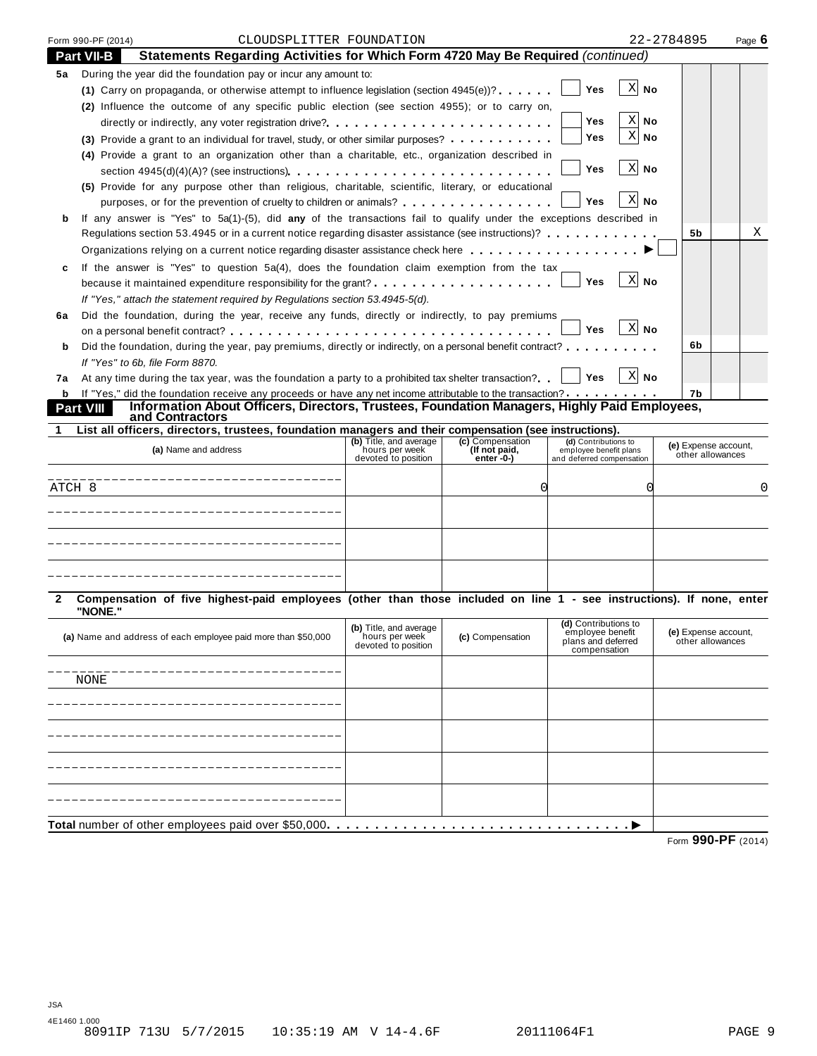Form 990-PF (2014) CLOUDSPLITTER FOUNDATION 22-2784895

## Part VII-B Statements Regarding Activities for Which Form 4720 May Be Required *(continued)*

**5a** During the year did the foundation pay or incur any amount to:

(1) Carry on propaganda, or otherwise attempt to influence legislation (section 4945(e))? . . . . . . ☐ Yes ☒ No

(2) Influence the outcome of any specific public election (see section 4955); or to carry on, directly or indirectly, any voter registration drive? . . . . . . . . . . . . . . . . . . . . . . . . ☐ Yes ☒ No

(3) Provide a grant to an individual for travel, study, or other similar purposes? . . . . . . . . . . ☐ Yes ☒ No

(4) Provide a grant to an organization other than a charitable, etc., organization described in section 4945(d)(4)(A)? (see instructions) . . . . . . . . . . . . . . . . . . . . . . . . . . ☐ Yes ☒ No

(5) Provide for any purpose other than religious, charitable, scientific, literary, or educational purposes, or for the prevention of cruelty to children or animals? . . . . . . . . . . . . . . . . ☐ Yes ☒ No

**b** If any answer is "Yes" to 5a(1)-(5), did **any** of the transactions fail to qualify under the exceptions described in Regulations section 53.4945 or in a current notice regarding disaster assistance (see instructions)? . . . . . . . . . . . . **5b** — No: X

Organizations relying on a current notice regarding disaster assistance check here . . . . . . . . . . . . . . . . . . ▶ ☐

**c** If the answer is "Yes" to question 5a(4), does the foundation claim exemption from the tax because it maintained expenditure responsibility for the grant? . . . . . . . . . . . . . . . . . . . ☐ Yes ☒ No

*If "Yes," attach the statement required by Regulations section 53.4945-5(d).*

**6a** Did the foundation, during the year, receive any funds, directly or indirectly, to pay premiums on a personal benefit contract? . . . . . . . . . . . . . . . . . . . . . . . . . . . . . . . . . . ☐ Yes ☒ No

**b** Did the foundation, during the year, pay premiums, directly or indirectly, on a personal benefit contract? . . . . . . . . . . **6b**

*If "Yes" to 6b, file Form 8870.*

**7a** At any time during the tax year, was the foundation a party to a prohibited tax shelter transaction? . . ☐ Yes ☒ No

**b** If "Yes," did the foundation receive any proceeds or have any net income attributable to the transaction? . . . . . . . . . . **7b**

## Part VIII Information About Officers, Directors, Trustees, Foundation Managers, Highly Paid Employees, and Contractors

**1 List all officers, directors, trustees, foundation managers and their compensation (see instructions).**

| (a) Name and address | (b) Title, and average hours per week devoted to position | (c) Compensation (If not paid, enter -0-) | (d) Contributions to employee benefit plans and deferred compensation | (e) Expense account, other allowances |
|---|---|---|---|---|
| ATCH 8 | | 0 | 0 | 0 |
| | | | | |
| | | | | |
| | | | | |

**2 Compensation of five highest-paid employees (other than those included on line 1 - see instructions). If none, enter "NONE."**

| (a) Name and address of each employee paid more than $50,000 | (b) Title, and average hours per week devoted to position | (c) Compensation | (d) Contributions to employee benefit plans and deferred compensation | (e) Expense account, other allowances |
|---|---|---|---|---|
| NONE | | | | |
| | | | | |
| | | | | |
| | | | | |
| | | | | |

**Total** number of other employees paid over $50,000. . . . . . . . . . . . . . . . . . . . . . . . . . . . . . . ▶

Form **990-PF** (2014)

JSA
4E1460 1.000
8091IP 713U 5/7/2015 10:35:19 AM V 14-4.6F 20111064F1 PAGE 9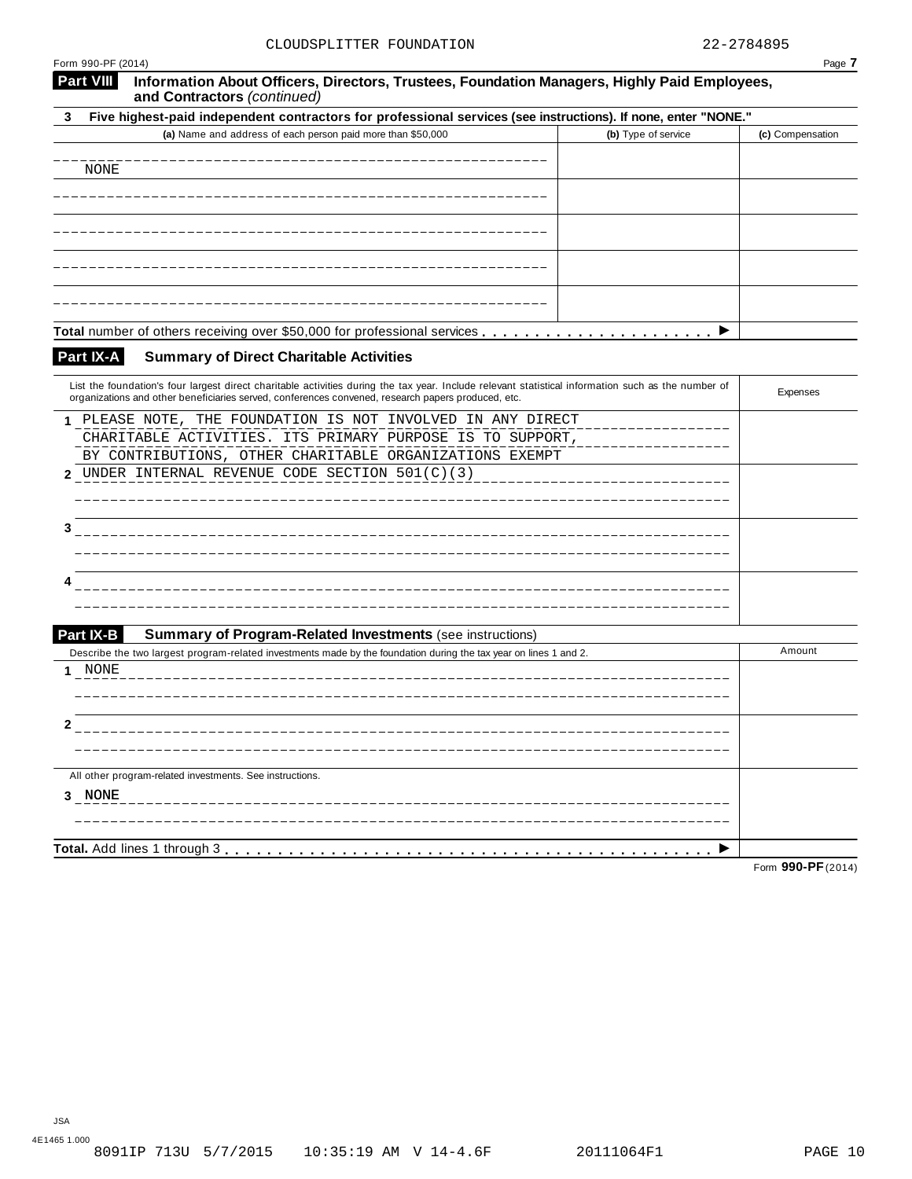CLOUDSPLITTER FOUNDATION 22-2784895

Form 990-PF (2014) Page **7**

## Part VIII Information About Officers, Directors, Trustees, Foundation Managers, Highly Paid Employees, and Contractors *(continued)*

**3 Five highest-paid independent contractors for professional services (see instructions). If none, enter "NONE."**

| (a) Name and address of each person paid more than $50,000 | (b) Type of service | (c) Compensation |
|---|---|---|
| NONE | | |
| | | |
| | | |
| | | |
| | | |
| **Total** number of others receiving over $50,000 for professional services ▶ | | |

## Part IX-A Summary of Direct Charitable Activities

| List the foundation's four largest direct charitable activities during the tax year. Include relevant statistical information such as the number of organizations and other beneficiaries served, conferences convened, research papers produced, etc. | Expenses |
|---|---|
| 1 PLEASE NOTE, THE FOUNDATION IS NOT INVOLVED IN ANY DIRECT CHARITABLE ACTIVITIES. ITS PRIMARY PURPOSE IS TO SUPPORT, BY CONTRIBUTIONS, OTHER CHARITABLE ORGANIZATIONS EXEMPT | |
| 2 UNDER INTERNAL REVENUE CODE SECTION 501(C)(3) | |
| 3 | |
| 4 | |

## Part IX-B Summary of Program-Related Investments (see instructions)

| Describe the two largest program-related investments made by the foundation during the tax year on lines 1 and 2. | Amount |
|---|---|
| 1 NONE | |
| 2 | |
| All other program-related investments. See instructions. | |
| 3 NONE | |
| **Total.** Add lines 1 through 3 ▶ | |

Form **990-PF** (2014)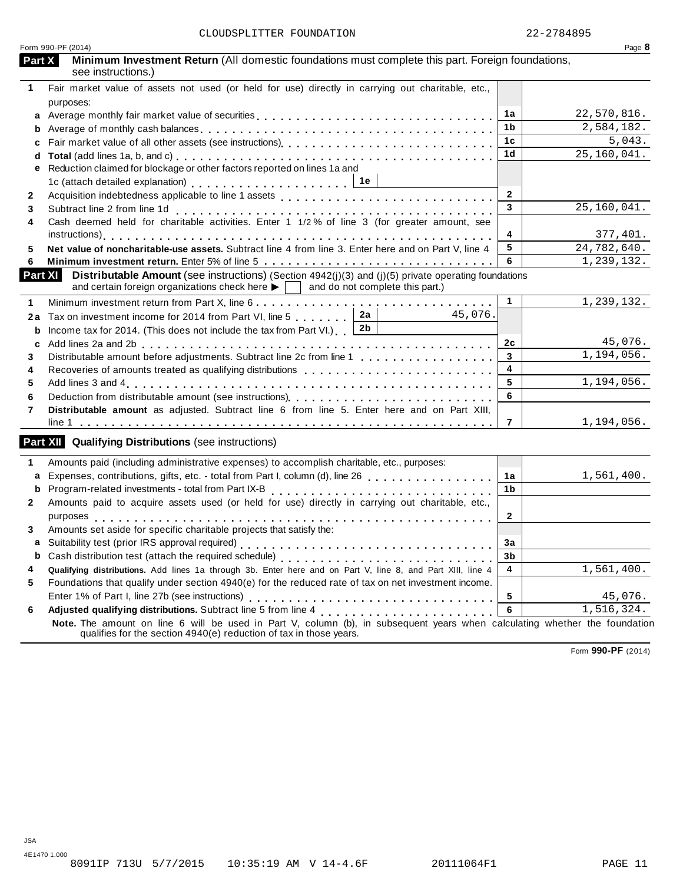CLOUDSPLITTER FOUNDATION 22-2784895

Form 990-PF (2014) Page **8**

## Part X Minimum Investment Return (All domestic foundations must complete this part. Foreign foundations, see instructions.)

| | | | |
|---|---|---|---|
| **1** | Fair market value of assets not used (or held for use) directly in carrying out charitable, etc., purposes: | | |
| **a** | Average monthly fair market value of securities | 1a | 22,570,816. |
| **b** | Average of monthly cash balances | 1b | 2,584,182. |
| **c** | Fair market value of all other assets (see instructions) | 1c | 5,043. |
| **d** | **Total** (add lines 1a, b, and c) | 1d | 25,160,041. |
| **e** | Reduction claimed for blockage or other factors reported on lines 1a and 1c (attach detailed explanation) **1e** | | |
| **2** | Acquisition indebtedness applicable to line 1 assets | 2 | |
| **3** | Subtract line 2 from line 1d | 3 | 25,160,041. |
| **4** | Cash deemed held for charitable activities. Enter 1 1/2 % of line 3 (for greater amount, see instructions) | 4 | 377,401. |
| **5** | **Net value of noncharitable-use assets.** Subtract line 4 from line 3. Enter here and on Part V, line 4 | 5 | 24,782,640. |
| **6** | **Minimum investment return.** Enter 5% of line 5 | 6 | 1,239,132. |

## Part XI Distributable Amount (see instructions) (Section 4942(j)(3) and (j)(5) private operating foundations and certain foreign organizations check here ▶ ☐ and do not complete this part.)

| | | | | | |
|---|---|---|---|---|---|
| **1** | Minimum investment return from Part X, line 6 | | | 1 | 1,239,132. |
| **2a** | Tax on investment income for 2014 from Part VI, line 5 | 2a | 45,076. | | |
| **b** | Income tax for 2014. (This does not include the tax from Part VI.) | 2b | | | |
| **c** | Add lines 2a and 2b | | | 2c | 45,076. |
| **3** | Distributable amount before adjustments. Subtract line 2c from line 1 | | | 3 | 1,194,056. |
| **4** | Recoveries of amounts treated as qualifying distributions | | | 4 | |
| **5** | Add lines 3 and 4 | | | 5 | 1,194,056. |
| **6** | Deduction from distributable amount (see instructions) | | | 6 | |
| **7** | **Distributable amount** as adjusted. Subtract line 6 from line 5. Enter here and on Part XIII, line 1 | | | 7 | 1,194,056. |

## Part XII Qualifying Distributions (see instructions)

| | | | |
|---|---|---|---|
| **1** | Amounts paid (including administrative expenses) to accomplish charitable, etc., purposes: | | |
| **a** | Expenses, contributions, gifts, etc. - total from Part I, column (d), line 26 | 1a | 1,561,400. |
| **b** | Program-related investments - total from Part IX-B | 1b | |
| **2** | Amounts paid to acquire assets used (or held for use) directly in carrying out charitable, etc., purposes | 2 | |
| **3** | Amounts set aside for specific charitable projects that satisfy the: | | |
| **a** | Suitability test (prior IRS approval required) | 3a | |
| **b** | Cash distribution test (attach the required schedule) | 3b | |
| **4** | **Qualifying distributions.** Add lines 1a through 3b. Enter here and on Part V, line 8, and Part XIII, line 4 | 4 | 1,561,400. |
| **5** | Foundations that qualify under section 4940(e) for the reduced rate of tax on net investment income. Enter 1% of Part I, line 27b (see instructions) | 5 | 45,076. |
| **6** | **Adjusted qualifying distributions.** Subtract line 5 from line 4 | 6 | 1,516,324. |

**Note.** The amount on line 6 will be used in Part V, column (b), in subsequent years when calculating whether the foundation qualifies for the section 4940(e) reduction of tax in those years.

Form **990-PF** (2014)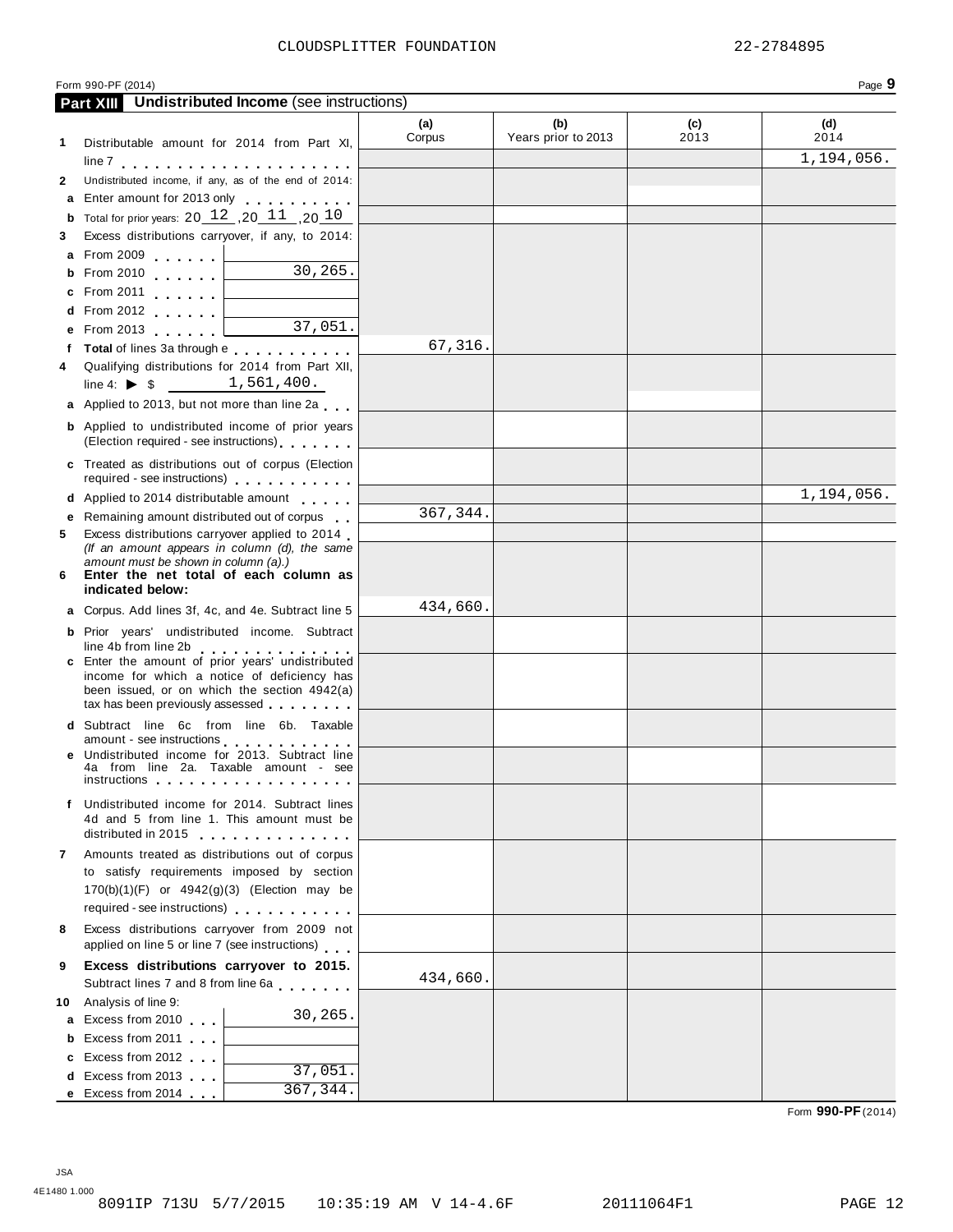CLOUDSPLITTER FOUNDATION 22-2784895

Form 990-PF (2014)

## Part XIII Undistributed Income (see instructions)

| | | (a) Corpus | (b) Years prior to 2013 | (c) 2013 | (d) 2014 |
|---|---|---|---|---|---|
| 1 | Distributable amount for 2014 from Part XI, line 7 | | | | 1,194,056. |
| 2 | Undistributed income, if any, as of the end of 2014: | | | | |
| a | Enter amount for 2013 only | | | | |
| b | Total for prior years: 20 12 ,20 11 ,20 10 | | | | |
| 3 | Excess distributions carryover, if any, to 2014: | | | | |
| a | From 2009 | | | | |
| b | From 2010 30,265. | | | | |
| c | From 2011 | | | | |
| d | From 2012 | | | | |
| e | From 2013 37,051. | | | | |
| f | **Total** of lines 3a through e | 67,316. | | | |
| 4 | Qualifying distributions for 2014 from Part XII, line 4: ▶ $ 1,561,400. | | | | |
| a | Applied to 2013, but not more than line 2a | | | | |
| b | Applied to undistributed income of prior years (Election required - see instructions) | | | | |
| c | Treated as distributions out of corpus (Election required - see instructions) | | | | |
| d | Applied to 2014 distributable amount | | | | 1,194,056. |
| e | Remaining amount distributed out of corpus | 367,344. | | | |
| 5 | Excess distributions carryover applied to 2014 *(If an amount appears in column (d), the same amount must be shown in column (a).)* | | | | |
| 6 | **Enter the net total of each column as indicated below:** | | | | |
| a | Corpus. Add lines 3f, 4c, and 4e. Subtract line 5 | 434,660. | | | |
| b | Prior years' undistributed income. Subtract line 4b from line 2b | | | | |
| c | Enter the amount of prior years' undistributed income for which a notice of deficiency has been issued, or on which the section 4942(a) tax has been previously assessed | | | | |
| d | Subtract line 6c from line 6b. Taxable amount - see instructions | | | | |
| e | Undistributed income for 2013. Subtract line 4a from line 2a. Taxable amount - see instructions | | | | |
| f | Undistributed income for 2014. Subtract lines 4d and 5 from line 1. This amount must be distributed in 2015 | | | | |
| 7 | Amounts treated as distributions out of corpus to satisfy requirements imposed by section 170(b)(1)(F) or 4942(g)(3) (Election may be required - see instructions) | | | | |
| 8 | Excess distributions carryover from 2009 not applied on line 5 or line 7 (see instructions) | | | | |
| 9 | **Excess distributions carryover to 2015.** Subtract lines 7 and 8 from line 6a | 434,660. | | | |
| 10 | Analysis of line 9: | | | | |
| a | Excess from 2010 30,265. | | | | |
| b | Excess from 2011 | | | | |
| c | Excess from 2012 | | | | |
| d | Excess from 2013 37,051. | | | | |
| e | Excess from 2014 367,344. | | | | |

Form **990-PF** (2014)

JSA
4E1480 1.000
8091IP 713U 5/7/2015 10:35:19 AM V 14-4.6F 20111064F1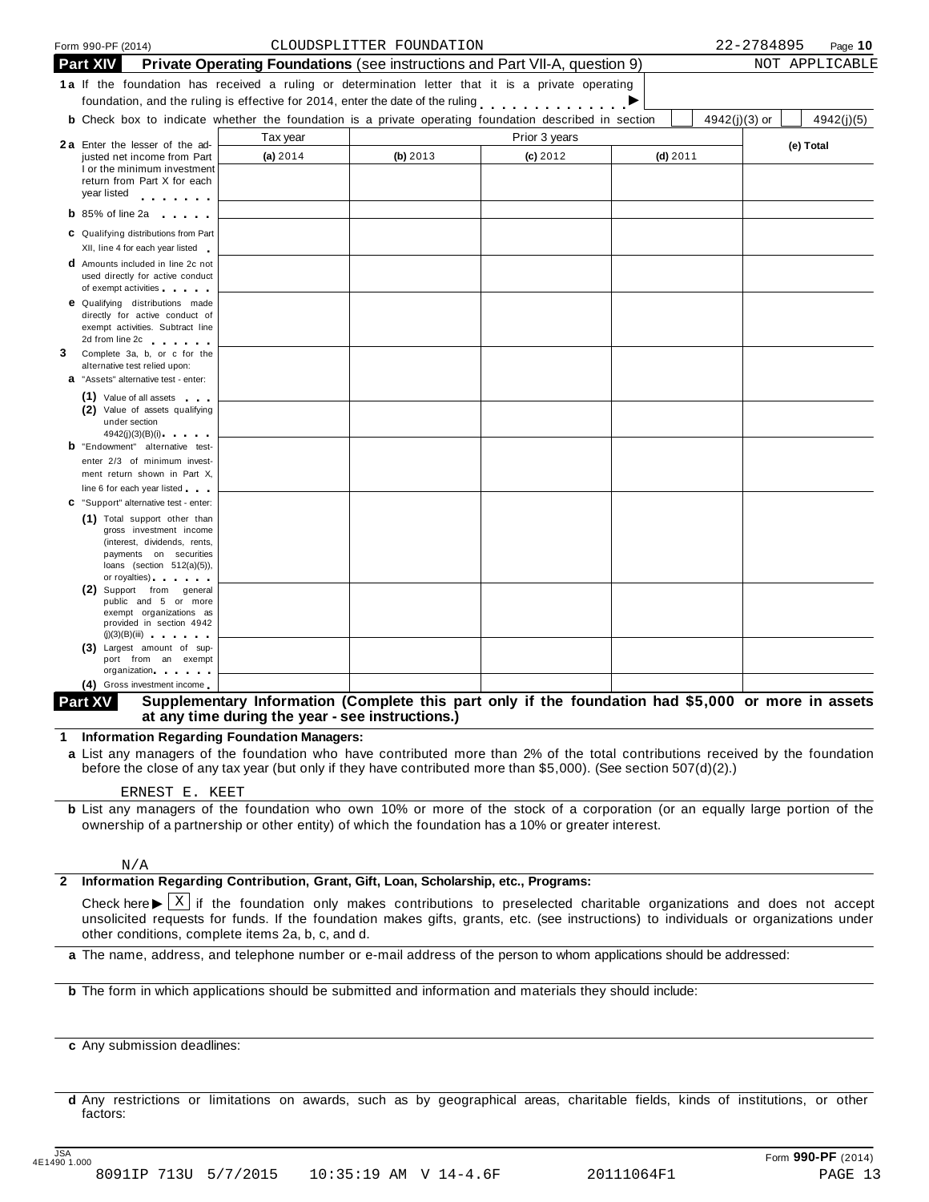Form 990-PF (2014) CLOUDSPLITTER FOUNDATION 22-2784895

**Part XIV Private Operating Foundations** (see instructions and Part VII-A, question 9) NOT APPLICABLE

**1a** If the foundation has received a ruling or determination letter that it is a private operating foundation, and the ruling is effective for 2014, enter the date of the ruling ▶

**b** Check box to indicate whether the foundation is a private operating foundation described in section [ ] 4942(j)(3) or [ ] 4942(j)(5)

| | Tax year | Prior 3 years | | | (e) Total |
|---|---|---|---|---|---|
| | (a) 2014 | (b) 2013 | (c) 2012 | (d) 2011 | |
| **2a** Enter the lesser of the adjusted net income from Part I or the minimum investment return from Part X for each year listed | | | | | |
| **b** 85% of line 2a | | | | | |
| **c** Qualifying distributions from Part XII, line 4 for each year listed | | | | | |
| **d** Amounts included in line 2c not used directly for active conduct of exempt activities | | | | | |
| **e** Qualifying distributions made directly for active conduct of exempt activities. Subtract line 2d from line 2c | | | | | |
| **3** Complete 3a, b, or c for the alternative test relied upon: **a** "Assets" alternative test - enter: (1) Value of all assets | | | | | |
| (2) Value of assets qualifying under section 4942(j)(3)(B)(i) | | | | | |
| **b** "Endowment" alternative test-enter 2/3 of minimum investment return shown in Part X, line 6 for each year listed | | | | | |
| **c** "Support" alternative test - enter: (1) Total support other than gross investment income (interest, dividends, rents, payments on securities loans (section 512(a)(5)), or royalties) | | | | | |
| (2) Support from general public and 5 or more exempt organizations as provided in section 4942 (j)(3)(B)(iii) | | | | | |
| (3) Largest amount of support from an exempt organization | | | | | |
| (4) Gross investment income | | | | | |

**Part XV Supplementary Information (Complete this part only if the foundation had $5,000 or more in assets at any time during the year - see instructions.)**

**1 Information Regarding Foundation Managers:**

**a** List any managers of the foundation who have contributed more than 2% of the total contributions received by the foundation before the close of any tax year (but only if they have contributed more than $5,000). (See section 507(d)(2).)

ERNEST E. KEET

**b** List any managers of the foundation who own 10% or more of the stock of a corporation (or an equally large portion of the ownership of a partnership or other entity) of which the foundation has a 10% or greater interest.

N/A

**2 Information Regarding Contribution, Grant, Gift, Loan, Scholarship, etc., Programs:**

Check here ▶ [X] if the foundation only makes contributions to preselected charitable organizations and does not accept unsolicited requests for funds. If the foundation makes gifts, grants, etc. (see instructions) to individuals or organizations under other conditions, complete items 2a, b, c, and d.

**a** The name, address, and telephone number or e-mail address of the person to whom applications should be addressed:

**b** The form in which applications should be submitted and information and materials they should include:

**c** Any submission deadlines:

**d** Any restrictions or limitations on awards, such as by geographical areas, charitable fields, kinds of institutions, or other factors:

Form **990-PF** (2014)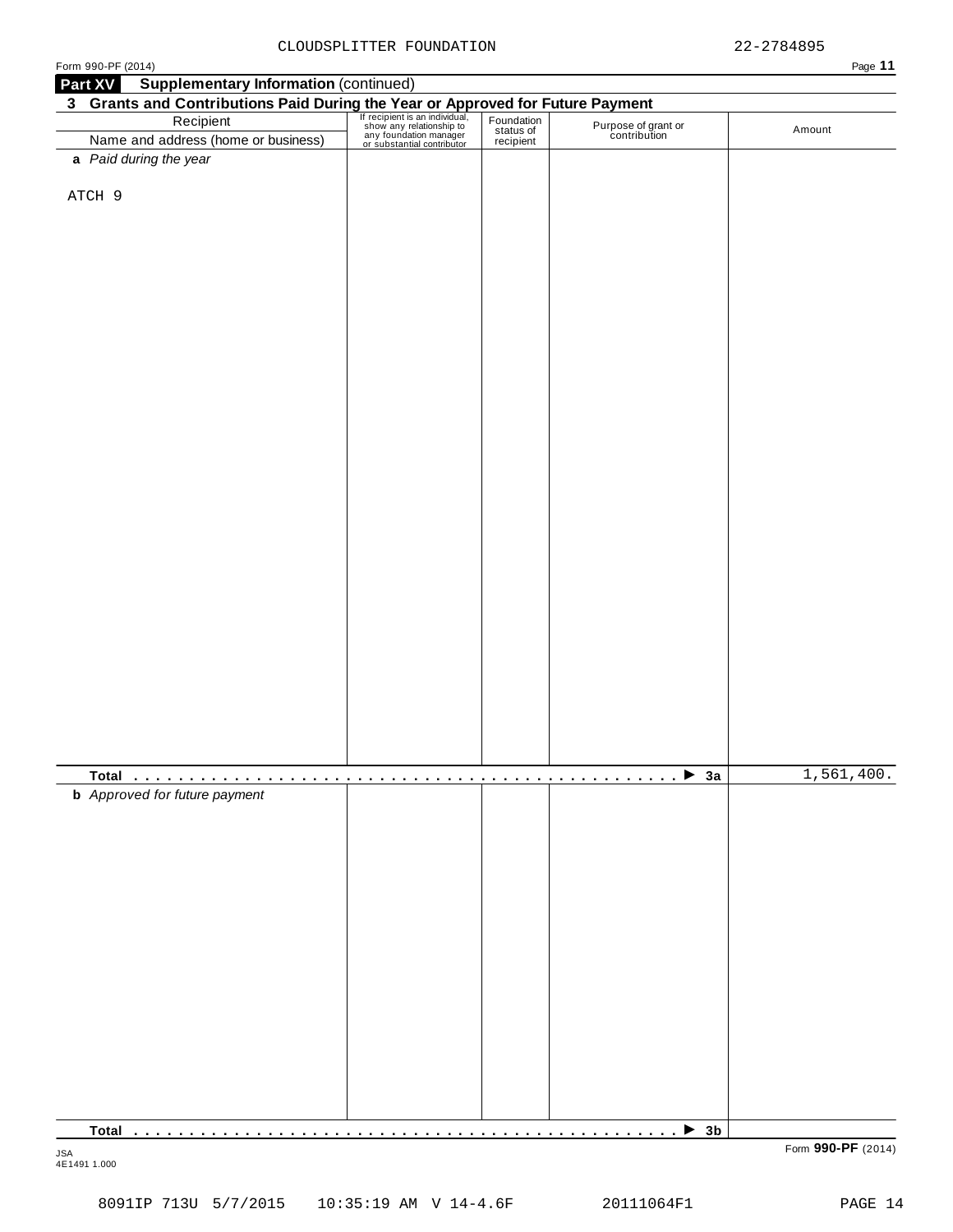CLOUDSPLITTER FOUNDATION 22-2784895

Form 990-PF (2014)

**Part XV Supplementary Information** (continued)

**3 Grants and Contributions Paid During the Year or Approved for Future Payment**

| Recipient<br>Name and address (home or business) | If recipient is an individual, show any relationship to any foundation manager or substantial contributor | Foundation status of recipient | Purpose of grant or contribution | Amount |
|---|---|---|---|---|
| **a** *Paid during the year* | | | | |
| ATCH 9 | | | | |
| **Total** . . . . . . . . . . . . . . . . . . . . . . . . . . . . . . . . . . . . . . . . . . . . . . . . . . ▶ **3a** | | | | 1,561,400. |
| **b** *Approved for future payment* | | | | |
| **Total** . . . . . . . . . . . . . . . . . . . . . . . . . . . . . . . . . . . . . . . . . . . . . . . . . . ▶ **3b** | | | | |

JSA
4E1491 1.000

Form **990-PF** (2014)

8091IP 713U 5/7/2015 10:35:19 AM V 14-4.6F 20111064F1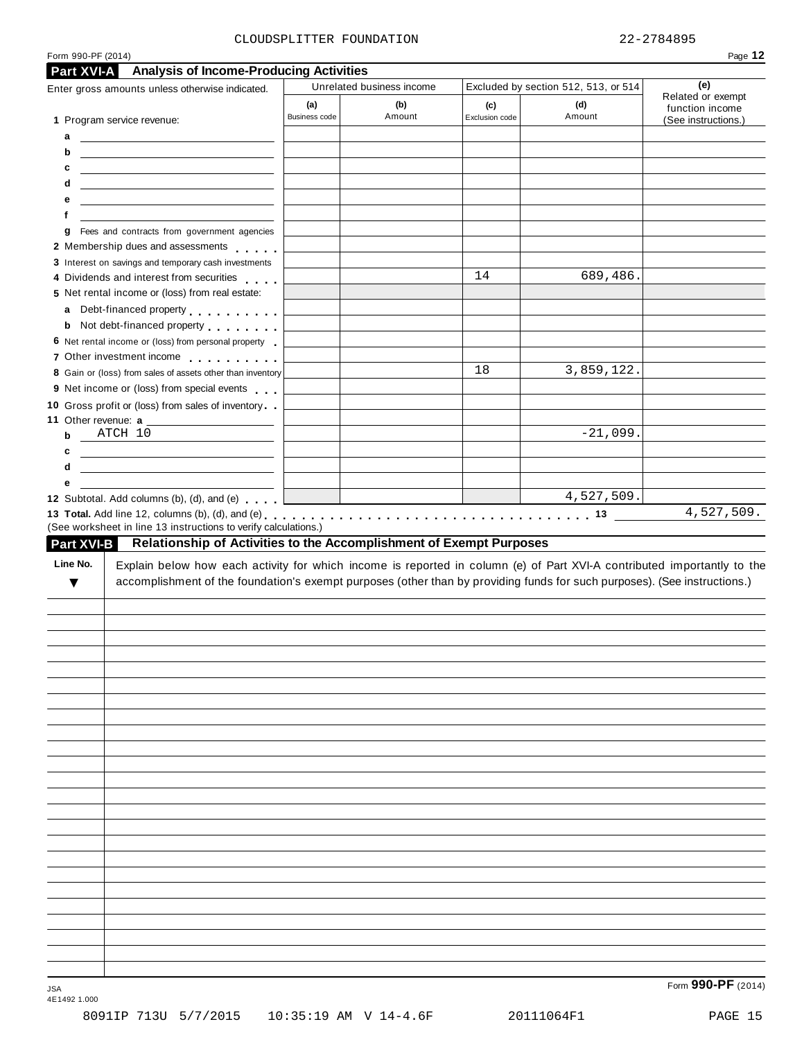CLOUDSPLITTER FOUNDATION 22-2784895

Form 990-PF (2014)

## Part XVI-A Analysis of Income-Producing Activities

| Enter gross amounts unless otherwise indicated. | Unrelated business income | | Excluded by section 512, 513, or 514 | | (e) Related or exempt function income (See instructions.) |
|---|---|---|---|---|---|
| | (a) Business code | (b) Amount | (c) Exclusion code | (d) Amount | |
| 1 Program service revenue: | | | | | |
| a | | | | | |
| b | | | | | |
| c | | | | | |
| d | | | | | |
| e | | | | | |
| f | | | | | |
| g Fees and contracts from government agencies | | | | | |
| 2 Membership dues and assessments | | | | | |
| 3 Interest on savings and temporary cash investments | | | | | |
| 4 Dividends and interest from securities | | | 14 | 689,486. | |
| 5 Net rental income or (loss) from real estate: | | | | | |
| a Debt-financed property | | | | | |
| b Not debt-financed property | | | | | |
| 6 Net rental income or (loss) from personal property | | | | | |
| 7 Other investment income | | | | | |
| 8 Gain or (loss) from sales of assets other than inventory | | | 18 | 3,859,122. | |
| 9 Net income or (loss) from special events | | | | | |
| 10 Gross profit or (loss) from sales of inventory | | | | | |
| 11 Other revenue: a | | | | | |
| b ATCH 10 | | | | -21,099. | |
| c | | | | | |
| d | | | | | |
| e | | | | | |
| 12 Subtotal. Add columns (b), (d), and (e) | | | | 4,527,509. | |

**13 Total.** Add line 12, columns (b), (d), and (e) . . . . 13 4,527,509.

(See worksheet in line 13 instructions to verify calculations.)

## Part XVI-B Relationship of Activities to the Accomplishment of Exempt Purposes

| Line No. ▼ | Explain below how each activity for which income is reported in column (e) of Part XVI-A contributed importantly to the accomplishment of the foundation's exempt purposes (other than by providing funds for such purposes). (See instructions.) |
|---|---|
| | |

Form **990-PF** (2014)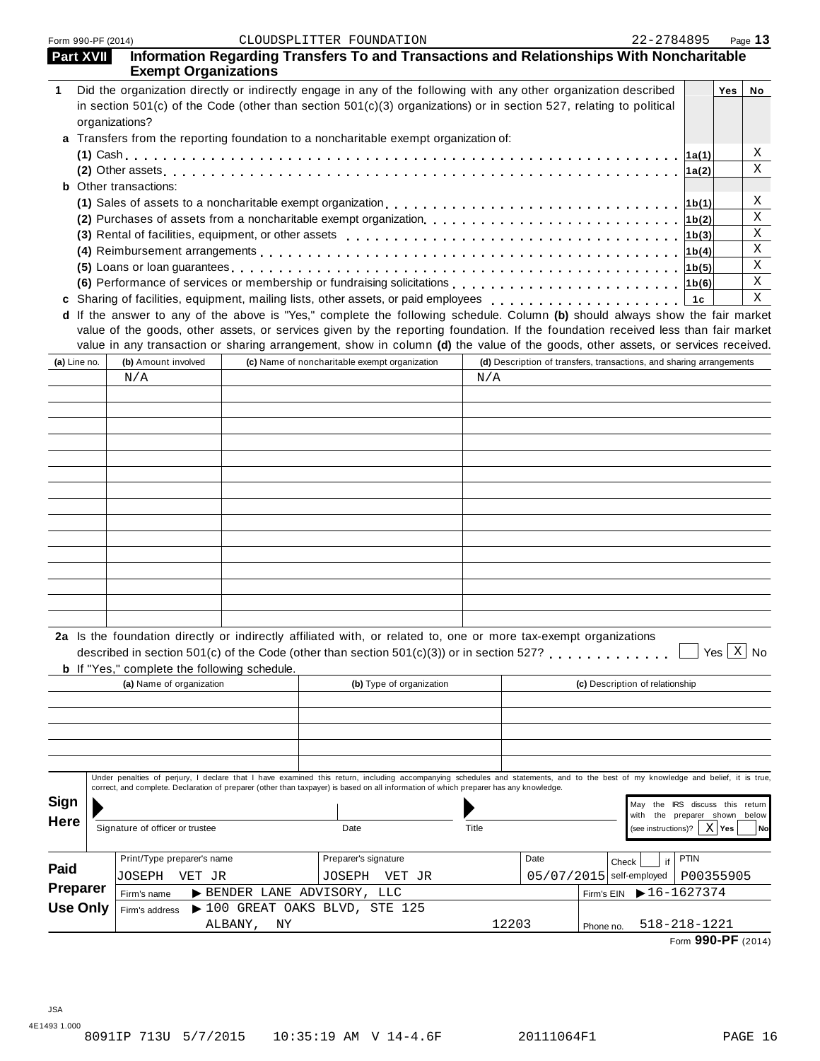Form 990-PF (2014) CLOUDSPLITTER FOUNDATION 22-2784895

## Part XVII Information Regarding Transfers To and Transactions and Relationships With Noncharitable Exempt Organizations

| | | | Yes | No |
|---|---|---|---|---|
| **1** | Did the organization directly or indirectly engage in any of the following with any other organization described in section 501(c) of the Code (other than section 501(c)(3) organizations) or in section 527, relating to political organizations? | | | |
| **a** | Transfers from the reporting foundation to a noncharitable exempt organization of: | | | |
| | **(1)** Cash | 1a(1) | | X |
| | **(2)** Other assets | 1a(2) | | X |
| **b** | Other transactions: | | | |
| | **(1)** Sales of assets to a noncharitable exempt organization | 1b(1) | | X |
| | **(2)** Purchases of assets from a noncharitable exempt organization | 1b(2) | | X |
| | **(3)** Rental of facilities, equipment, or other assets | 1b(3) | | X |
| | **(4)** Reimbursement arrangements | 1b(4) | | X |
| | **(5)** Loans or loan guarantees | 1b(5) | | X |
| | **(6)** Performance of services or membership or fundraising solicitations | 1b(6) | | X |
| **c** | Sharing of facilities, equipment, mailing lists, other assets, or paid employees | 1c | | X |

**d** If the answer to any of the above is "Yes," complete the following schedule. Column **(b)** should always show the fair market value of the goods, other assets, or services given by the reporting foundation. If the foundation received less than fair market value in any transaction or sharing arrangement, show in column **(d)** the value of the goods, other assets, or services received.

| (a) Line no. | (b) Amount involved | (c) Name of noncharitable exempt organization | (d) Description of transfers, transactions, and sharing arrangements |
|---|---|---|---|
| | N/A | | N/A |

**2a** Is the foundation directly or indirectly affiliated with, or related to, one or more tax-exempt organizations described in section 501(c) of the Code (other than section 501(c)(3)) or in section 527? ☐ Yes ☒ No

**b** If "Yes," complete the following schedule.

| (a) Name of organization | (b) Type of organization | (c) Description of relationship |
|---|---|---|
| | | |

**Sign Here**

Under penalties of perjury, I declare that I have examined this return, including accompanying schedules and statements, and to the best of my knowledge and belief, it is true, correct, and complete. Declaration of preparer (other than taxpayer) is based on all information of which preparer has any knowledge.

Signature of officer or trustee | Date | Title

May the IRS discuss this return with the preparer shown below (see instructions)? ☒ Yes ☐ No

**Paid Preparer Use Only**

| Print/Type preparer's name | Preparer's signature | Date | Check ☐ if self-employed | PTIN |
|---|---|---|---|---|
| JOSEPH VET JR | JOSEPH VET JR | 05/07/2015 | | P00355905 |

Firm's name ▶ BENDER LANE ADVISORY, LLC — Firm's EIN ▶ 16-1627374

Firm's address ▶ 100 GREAT OAKS BLVD, STE 125, ALBANY, NY 12203 — Phone no. 518-218-1221

Form **990-PF** (2014)

JSA 4E1493 1.000

8091IP 713U 5/7/2015 10:35:19 AM V 14-4.6F 20111064F1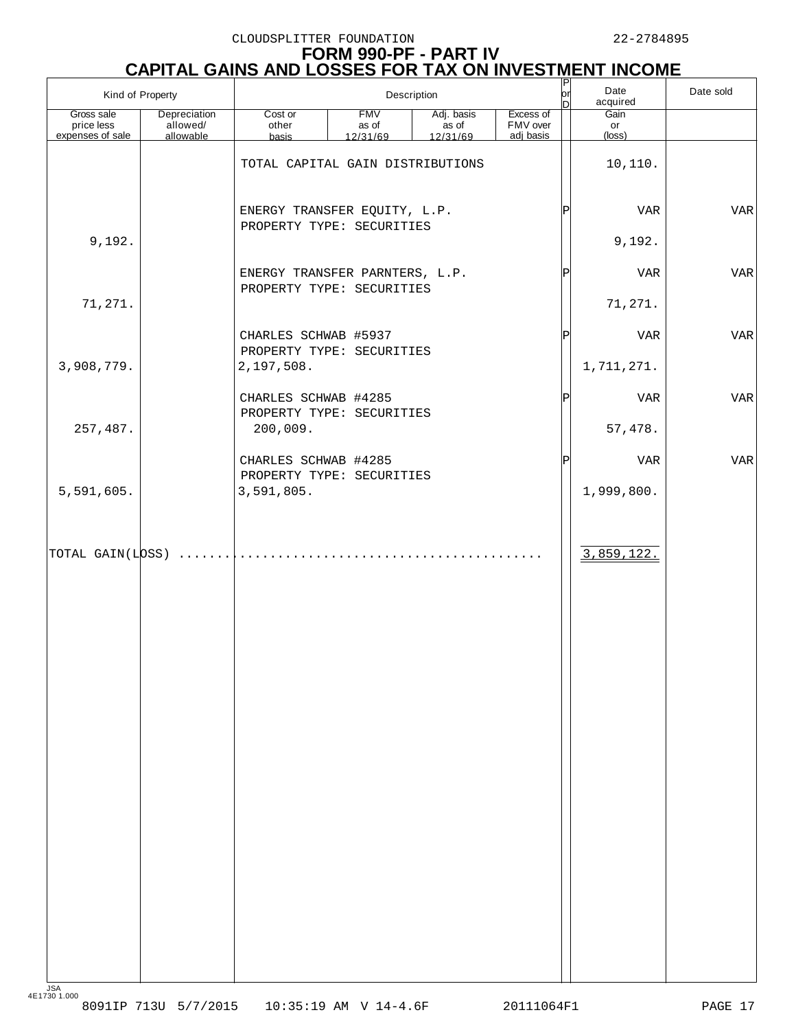CLOUDSPLITTER FOUNDATION 22-2784895

# FORM 990-PF - PART IV

## CAPITAL GAINS AND LOSSES FOR TAX ON INVESTMENT INCOME

| Kind of Property | | Description | | | | P or D | Date acquired | Date sold |
|---|---|---|---|---|---|---|---|---|
| Gross sale price less expenses of sale | Depreciation allowed/ allowable | Cost or other basis | FMV as of 12/31/69 | Adj. basis as of 12/31/69 | Excess of FMV over adj basis | | Gain or (loss) | |
| | | TOTAL CAPITAL GAIN DISTRIBUTIONS | | | | | 10,110. | |
| | | ENERGY TRANSFER EQUITY, L.P. PROPERTY TYPE: SECURITIES | | | | P | VAR | VAR |
| 9,192. | | | | | | | 9,192. | |
| | | ENERGY TRANSFER PARNTERS, L.P. PROPERTY TYPE: SECURITIES | | | | P | VAR | VAR |
| 71,271. | | | | | | | 71,271. | |
| | | CHARLES SCHWAB #5937 PROPERTY TYPE: SECURITIES | | | | P | VAR | VAR |
| 3,908,779. | | 2,197,508. | | | | | 1,711,271. | |
| | | CHARLES SCHWAB #4285 PROPERTY TYPE: SECURITIES | | | | P | VAR | VAR |
| 257,487. | | 200,009. | | | | | 57,478. | |
| | | CHARLES SCHWAB #4285 PROPERTY TYPE: SECURITIES | | | | P | VAR | VAR |
| 5,591,605. | | 3,591,805. | | | | | 1,999,800. | |
| TOTAL GAIN(LOSS) | | | | | | | 3,859,122. | |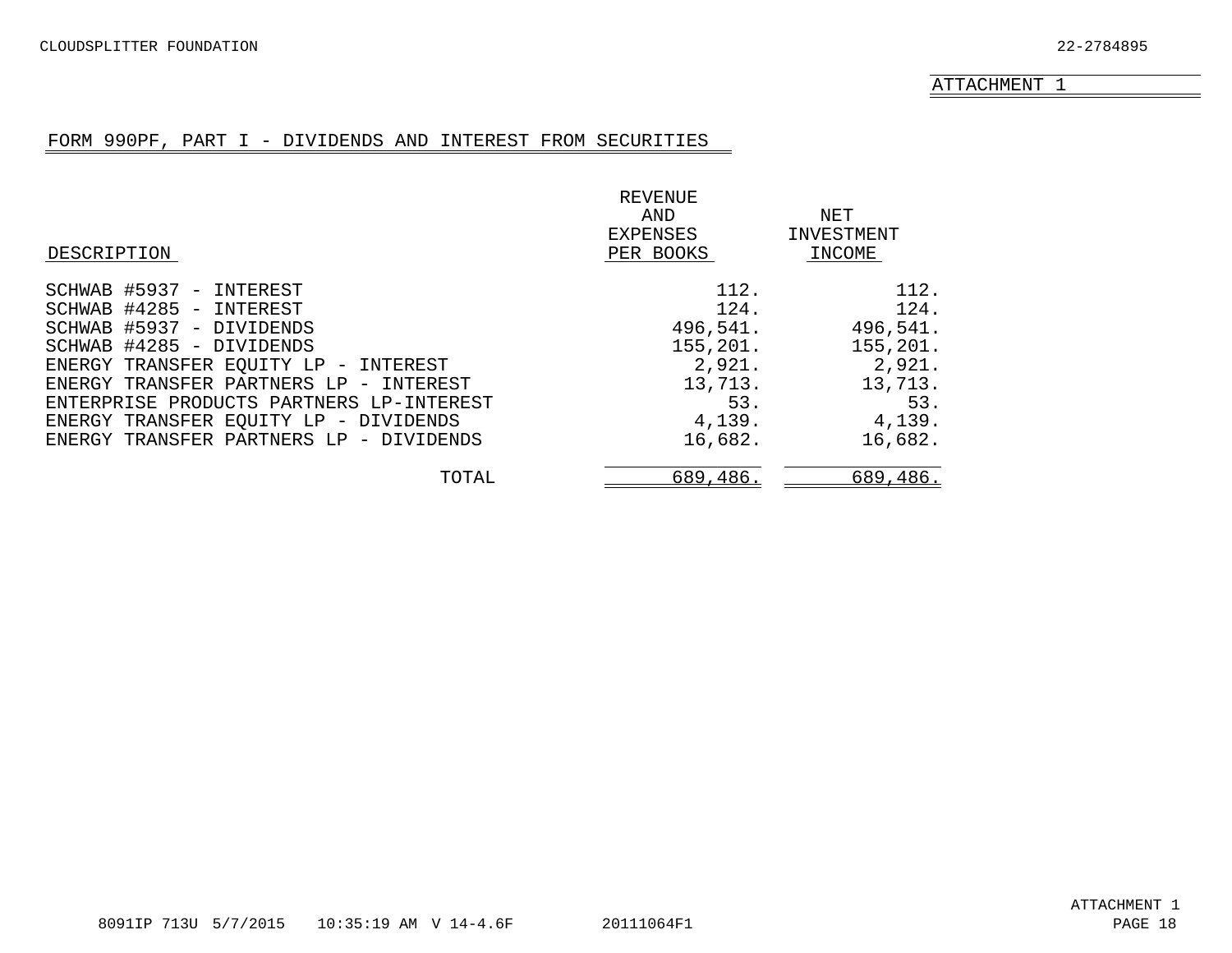CLOUDSPLITTER FOUNDATION 22-2784895

ATTACHMENT 1

## FORM 990PF, PART I - DIVIDENDS AND INTEREST FROM SECURITIES

| DESCRIPTION | REVENUE AND EXPENSES PER BOOKS | NET INVESTMENT INCOME |
|---|---|---|
| SCHWAB #5937 - INTEREST | 112. | 112. |
| SCHWAB #4285 - INTEREST | 124. | 124. |
| SCHWAB #5937 - DIVIDENDS | 496,541. | 496,541. |
| SCHWAB #4285 - DIVIDENDS | 155,201. | 155,201. |
| ENERGY TRANSFER EQUITY LP - INTEREST | 2,921. | 2,921. |
| ENERGY TRANSFER PARTNERS LP - INTEREST | 13,713. | 13,713. |
| ENTERPRISE PRODUCTS PARTNERS LP-INTEREST | 53. | 53. |
| ENERGY TRANSFER EQUITY LP - DIVIDENDS | 4,139. | 4,139. |
| ENERGY TRANSFER PARTNERS LP - DIVIDENDS | 16,682. | 16,682. |
| TOTAL | 689,486. | 689,486. |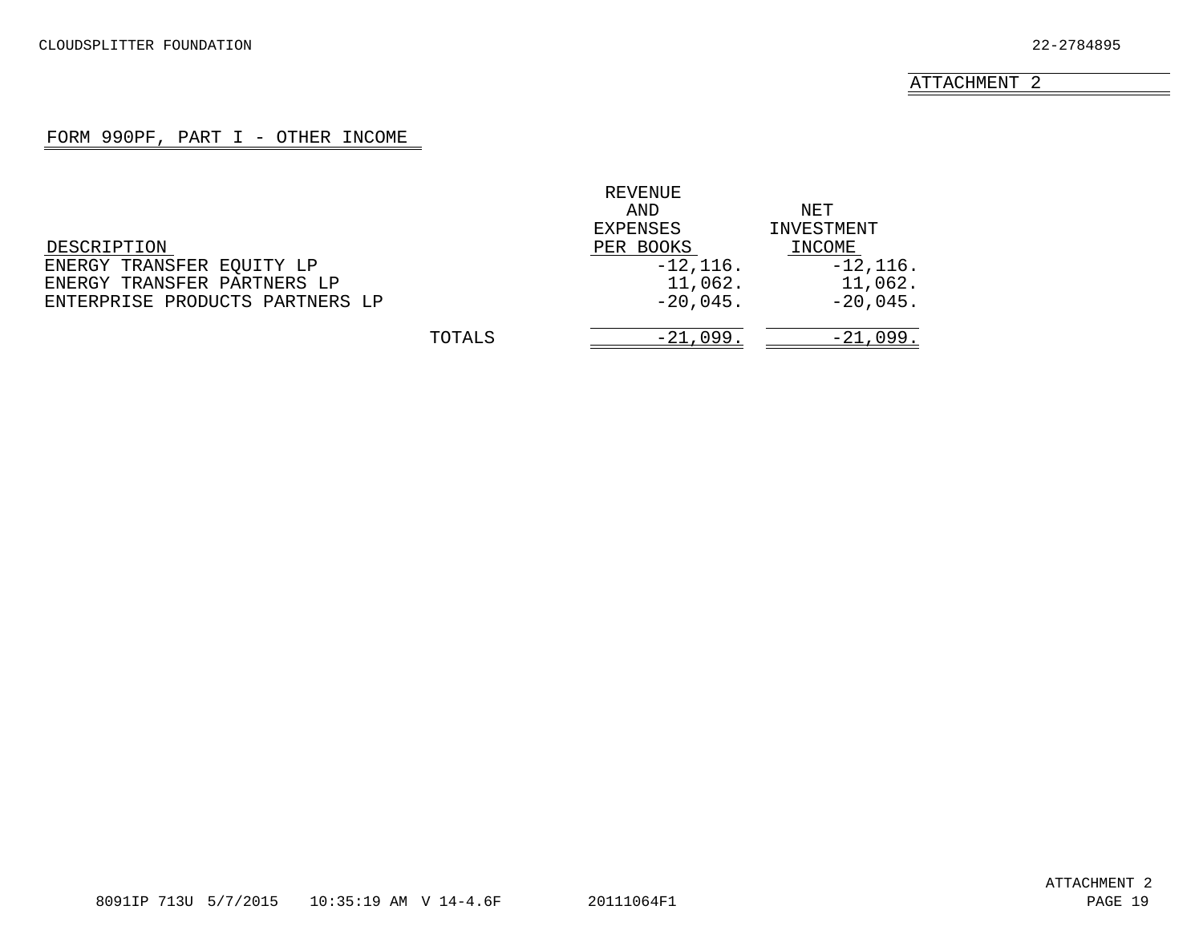CLOUDSPLITTER FOUNDATION 22-2784895

ATTACHMENT 2

## FORM 990PF, PART I - OTHER INCOME

| DESCRIPTION | | REVENUE AND EXPENSES PER BOOKS | NET INVESTMENT INCOME |
|---|---|---|---|
| ENERGY TRANSFER EQUITY LP | | -12,116. | -12,116. |
| ENERGY TRANSFER PARTNERS LP | | 11,062. | 11,062. |
| ENTERPRISE PRODUCTS PARTNERS LP | | -20,045. | -20,045. |
| | TOTALS | -21,099. | -21,099. |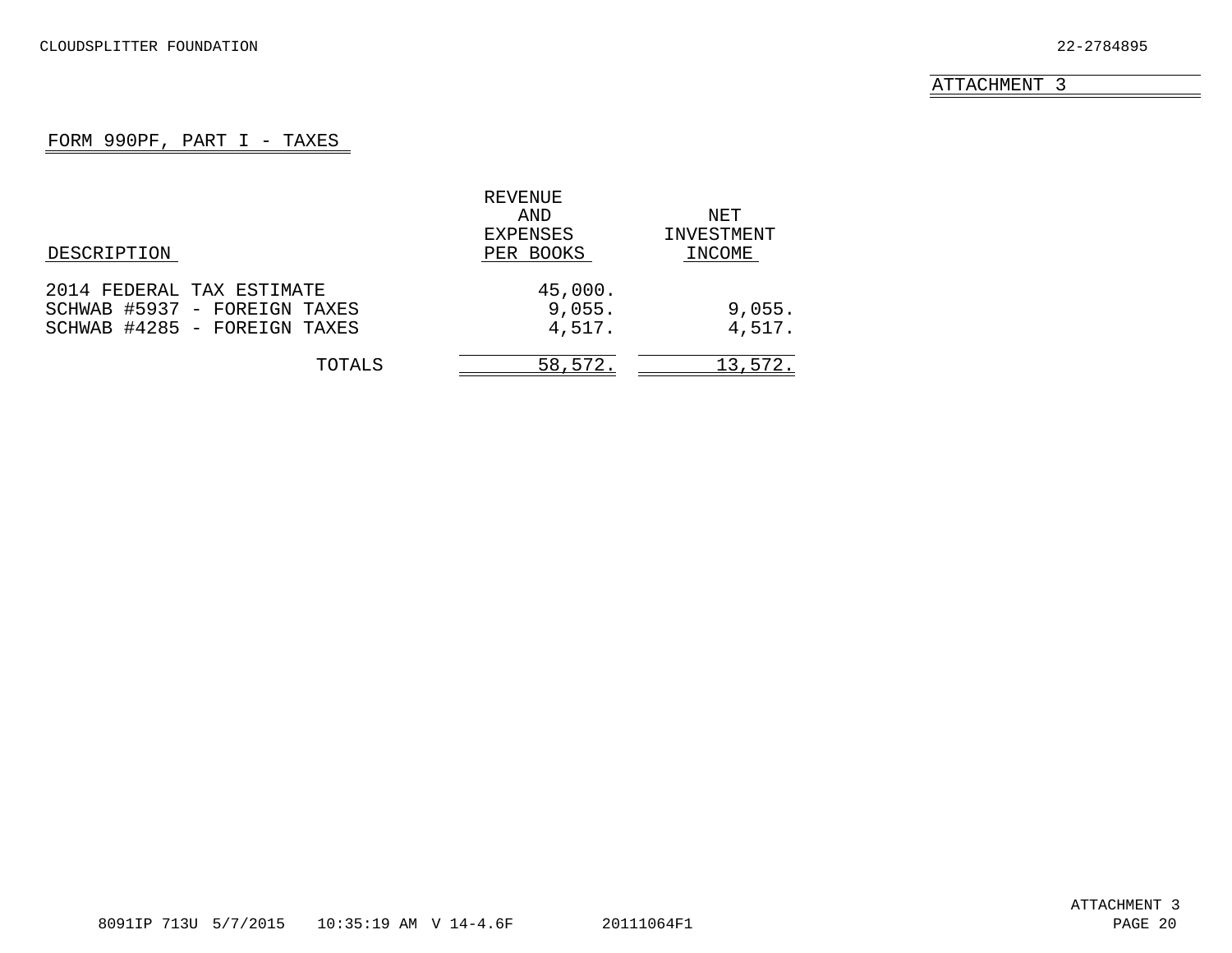CLOUDSPLITTER FOUNDATION 22-2784895

ATTACHMENT 3

## FORM 990PF, PART I - TAXES

| DESCRIPTION | REVENUE AND EXPENSES PER BOOKS | NET INVESTMENT INCOME |
|---|---|---|
| 2014 FEDERAL TAX ESTIMATE | 45,000. | |
| SCHWAB #5937 - FOREIGN TAXES | 9,055. | 9,055. |
| SCHWAB #4285 - FOREIGN TAXES | 4,517. | 4,517. |
| TOTALS | 58,572. | 13,572. |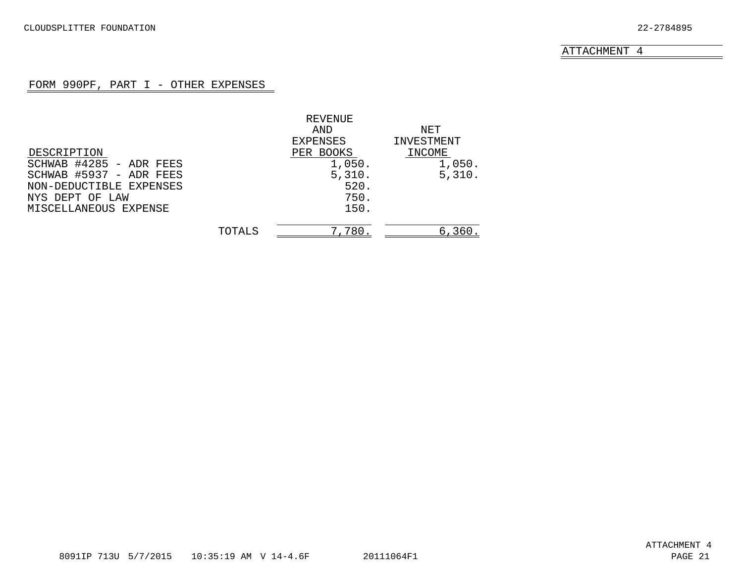CLOUDSPLITTER FOUNDATION 22-2784895

ATTACHMENT 4

FORM 990PF, PART I - OTHER EXPENSES

| DESCRIPTION | REVENUE AND EXPENSES PER BOOKS | NET INVESTMENT INCOME |
|---|---|---|
| SCHWAB #4285 - ADR FEES | 1,050. | 1,050. |
| SCHWAB #5937 - ADR FEES | 5,310. | 5,310. |
| NON-DEDUCTIBLE EXPENSES | 520. | |
| NYS DEPT OF LAW | 750. | |
| MISCELLANEOUS EXPENSE | 150. | |
| TOTALS | 7,780. | 6,360. |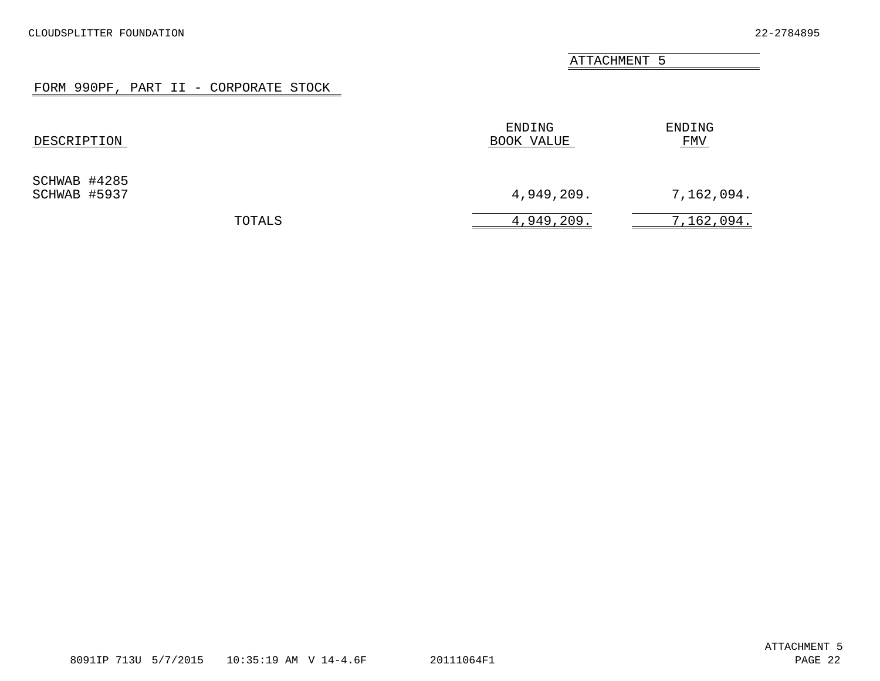CLOUDSPLITTER FOUNDATION 22-2784895

ATTACHMENT 5

## FORM 990PF, PART II - CORPORATE STOCK

| DESCRIPTION | ENDING BOOK VALUE | ENDING FMV |
|---|---|---|
| SCHWAB #4285 | | |
| SCHWAB #5937 | 4,949,209. | 7,162,094. |
| TOTALS | 4,949,209. | 7,162,094. |

8091IP 713U 5/7/2015 10:35:19 AM V 14-4.6F 20111064F1

ATTACHMENT 5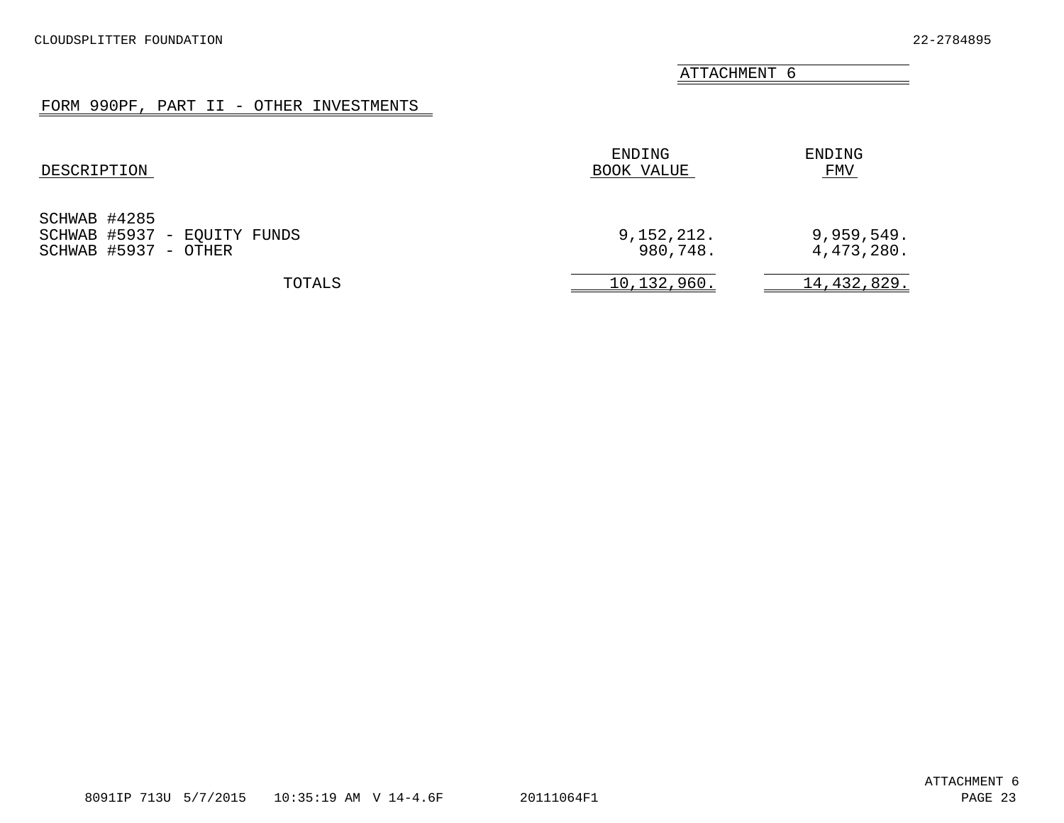CLOUDSPLITTER FOUNDATION 22-2784895

ATTACHMENT 6

## FORM 990PF, PART II - OTHER INVESTMENTS

| DESCRIPTION | ENDING BOOK VALUE | ENDING FMV |
|---|---|---|
| SCHWAB #4285 | | |
| SCHWAB #5937 - EQUITY FUNDS | 9,152,212. | 9,959,549. |
| SCHWAB #5937 - OTHER | 980,748. | 4,473,280. |
| TOTALS | 10,132,960. | 14,432,829. |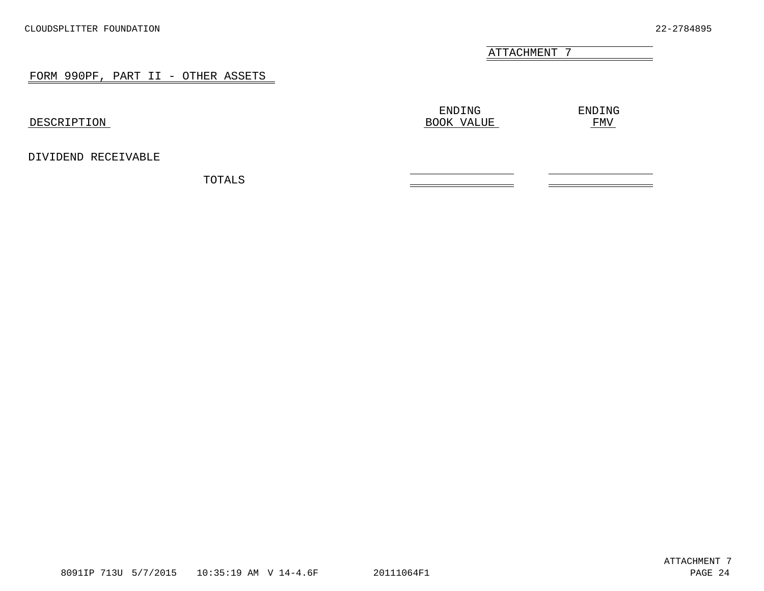ATTACHMENT 7

## FORM 990PF, PART II - OTHER ASSETS

| DESCRIPTION | ENDING BOOK VALUE | ENDING FMV |
|---|---|---|
| DIVIDEND RECEIVABLE | | |
| TOTALS | | |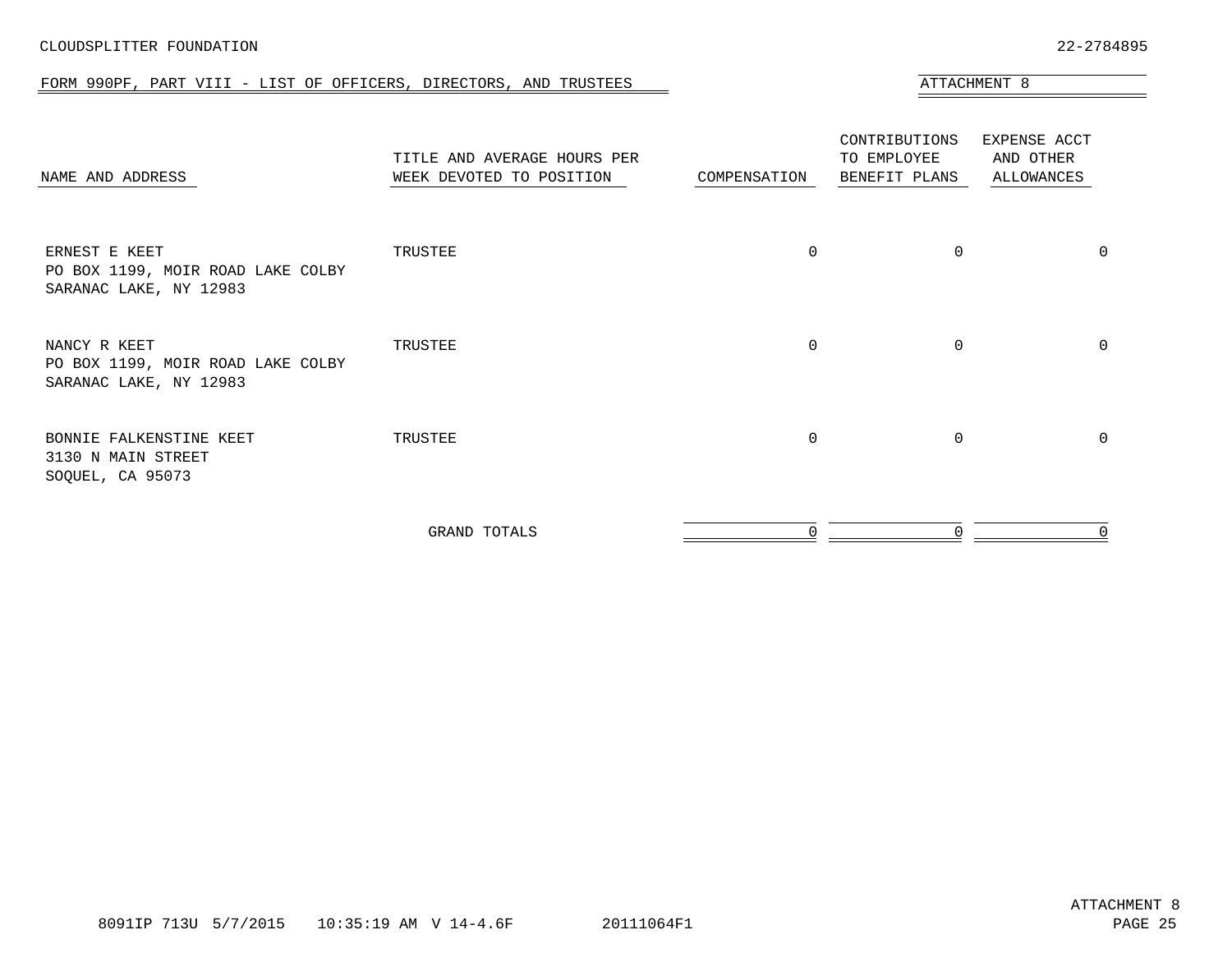CLOUDSPLITTER FOUNDATION 22-2784895

FORM 990PF, PART VIII - LIST OF OFFICERS, DIRECTORS, AND TRUSTEES

ATTACHMENT 8

| NAME AND ADDRESS | TITLE AND AVERAGE HOURS PER WEEK DEVOTED TO POSITION | COMPENSATION | CONTRIBUTIONS TO EMPLOYEE BENEFIT PLANS | EXPENSE ACCT AND OTHER ALLOWANCES |
|---|---|---|---|---|
| ERNEST E KEET<br>PO BOX 1199, MOIR ROAD LAKE COLBY<br>SARANAC LAKE, NY 12983 | TRUSTEE | 0 | 0 | 0 |
| NANCY R KEET<br>PO BOX 1199, MOIR ROAD LAKE COLBY<br>SARANAC LAKE, NY 12983 | TRUSTEE | 0 | 0 | 0 |
| BONNIE FALKENSTINE KEET<br>3130 N MAIN STREET<br>SOQUEL, CA 95073 | TRUSTEE | 0 | 0 | 0 |
| | GRAND TOTALS | 0 | 0 | 0 |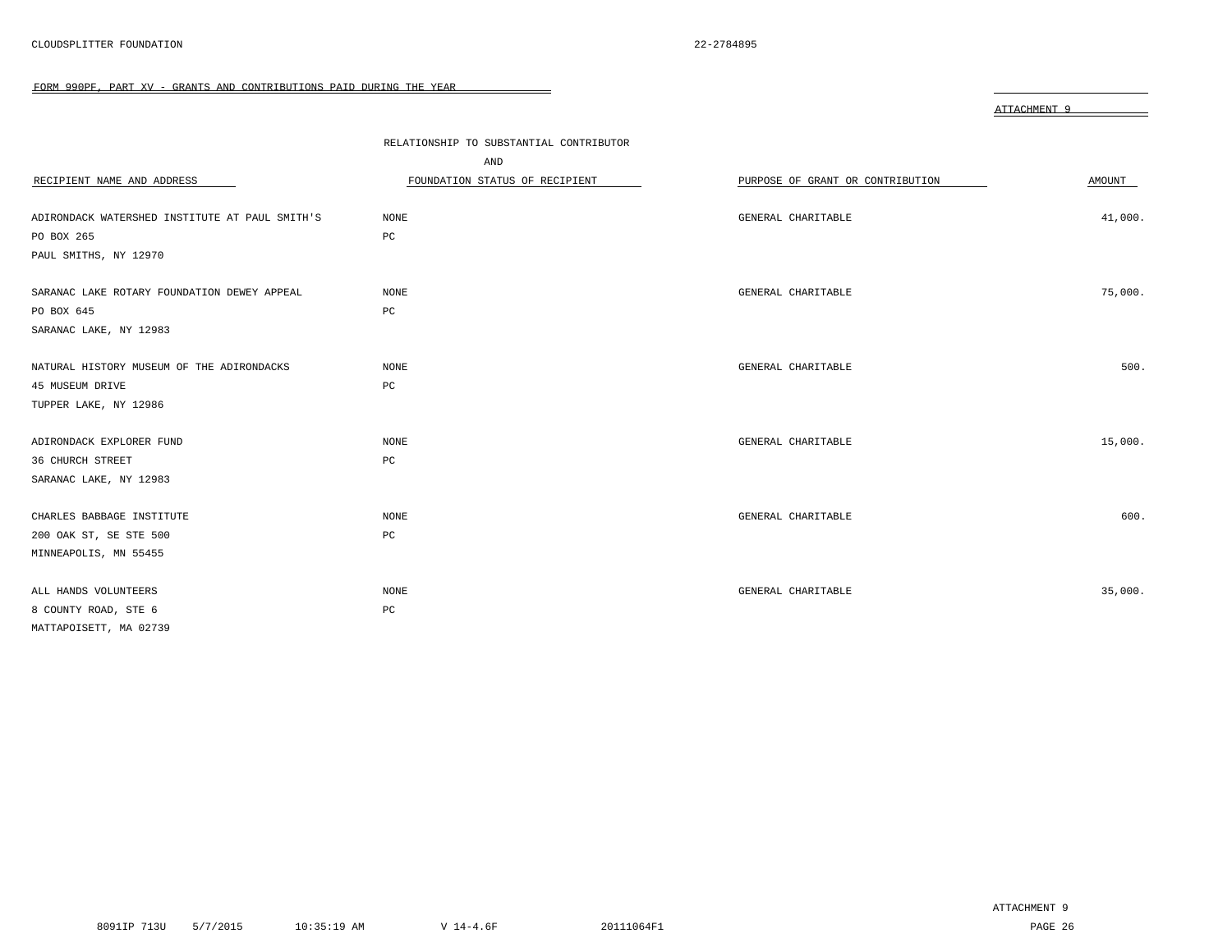CLOUDSPLITTER FOUNDATION 22-2784895

FORM 990PF, PART XV - GRANTS AND CONTRIBUTIONS PAID DURING THE YEAR

ATTACHMENT 9

| RECIPIENT NAME AND ADDRESS | RELATIONSHIP TO SUBSTANTIAL CONTRIBUTOR AND FOUNDATION STATUS OF RECIPIENT | PURPOSE OF GRANT OR CONTRIBUTION | AMOUNT |
|---|---|---|---|
| ADIRONDACK WATERSHED INSTITUTE AT PAUL SMITH'S<br>PO BOX 265<br>PAUL SMITHS, NY 12970 | NONE<br>PC | GENERAL CHARITABLE | 41,000. |
| SARANAC LAKE ROTARY FOUNDATION DEWEY APPEAL<br>PO BOX 645<br>SARANAC LAKE, NY 12983 | NONE<br>PC | GENERAL CHARITABLE | 75,000. |
| NATURAL HISTORY MUSEUM OF THE ADIRONDACKS<br>45 MUSEUM DRIVE<br>TUPPER LAKE, NY 12986 | NONE<br>PC | GENERAL CHARITABLE | 500. |
| ADIRONDACK EXPLORER FUND<br>36 CHURCH STREET<br>SARANAC LAKE, NY 12983 | NONE<br>PC | GENERAL CHARITABLE | 15,000. |
| CHARLES BABBAGE INSTITUTE<br>200 OAK ST, SE STE 500<br>MINNEAPOLIS, MN 55455 | NONE<br>PC | GENERAL CHARITABLE | 600. |
| ALL HANDS VOLUNTEERS<br>8 COUNTY ROAD, STE 6<br>MATTAPOISETT, MA 02739 | NONE<br>PC | GENERAL CHARITABLE | 35,000. |

ATTACHMENT 9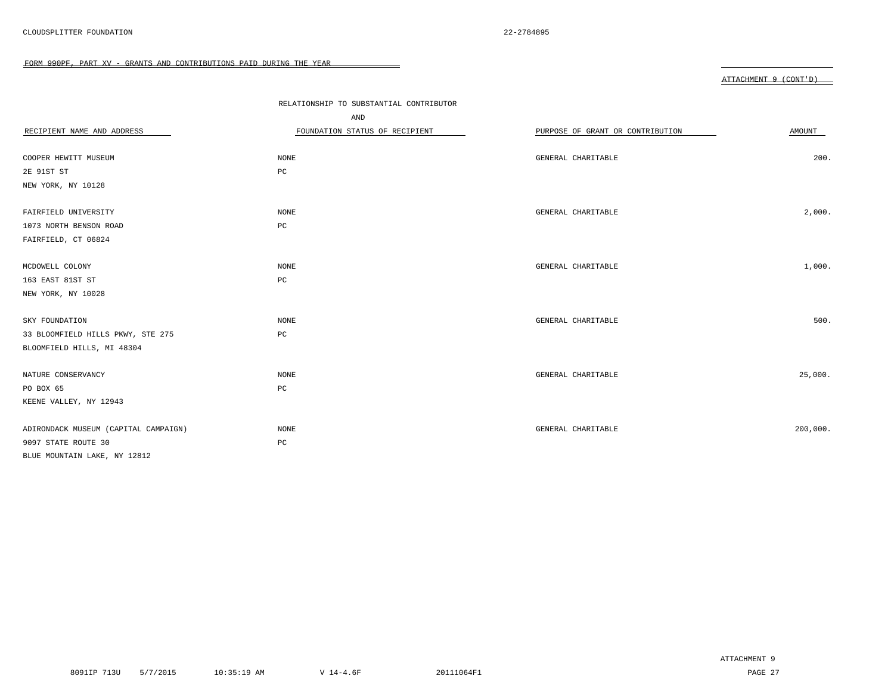CLOUDSPLITTER FOUNDATION 22-2784895

FORM 990PF, PART XV - GRANTS AND CONTRIBUTIONS PAID DURING THE YEAR

ATTACHMENT 9 (CONT'D)

| RECIPIENT NAME AND ADDRESS | RELATIONSHIP TO SUBSTANTIAL CONTRIBUTOR AND FOUNDATION STATUS OF RECIPIENT | PURPOSE OF GRANT OR CONTRIBUTION | AMOUNT |
|---|---|---|---|
| COOPER HEWITT MUSEUM<br>2E 91ST ST<br>NEW YORK, NY 10128 | NONE<br>PC | GENERAL CHARITABLE | 200. |
| FAIRFIELD UNIVERSITY<br>1073 NORTH BENSON ROAD<br>FAIRFIELD, CT 06824 | NONE<br>PC | GENERAL CHARITABLE | 2,000. |
| MCDOWELL COLONY<br>163 EAST 81ST ST<br>NEW YORK, NY 10028 | NONE<br>PC | GENERAL CHARITABLE | 1,000. |
| SKY FOUNDATION<br>33 BLOOMFIELD HILLS PKWY, STE 275<br>BLOOMFIELD HILLS, MI 48304 | NONE<br>PC | GENERAL CHARITABLE | 500. |
| NATURE CONSERVANCY<br>PO BOX 65<br>KEENE VALLEY, NY 12943 | NONE<br>PC | GENERAL CHARITABLE | 25,000. |
| ADIRONDACK MUSEUM (CAPITAL CAMPAIGN)<br>9097 STATE ROUTE 30<br>BLUE MOUNTAIN LAKE, NY 12812 | NONE<br>PC | GENERAL CHARITABLE | 200,000. |

ATTACHMENT 9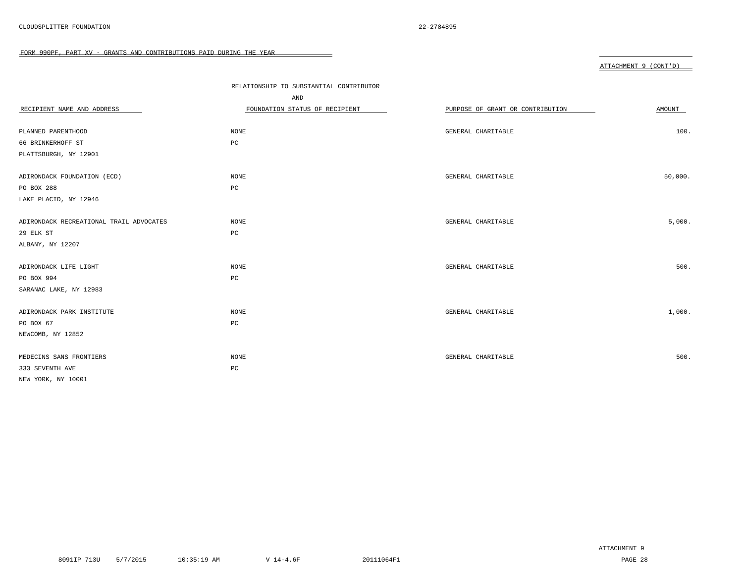CLOUDSPLITTER FOUNDATION 22-2784895

FORM 990PF, PART XV - GRANTS AND CONTRIBUTIONS PAID DURING THE YEAR

ATTACHMENT 9 (CONT'D)

| RECIPIENT NAME AND ADDRESS | RELATIONSHIP TO SUBSTANTIAL CONTRIBUTOR AND FOUNDATION STATUS OF RECIPIENT | PURPOSE OF GRANT OR CONTRIBUTION | AMOUNT |
|---|---|---|---|
| PLANNED PARENTHOOD<br>66 BRINKERHOFF ST<br>PLATTSBURGH, NY 12901 | NONE<br>PC | GENERAL CHARITABLE | 100. |
| ADIRONDACK FOUNDATION (ECD)<br>PO BOX 288<br>LAKE PLACID, NY 12946 | NONE<br>PC | GENERAL CHARITABLE | 50,000. |
| ADIRONDACK RECREATIONAL TRAIL ADVOCATES<br>29 ELK ST<br>ALBANY, NY 12207 | NONE<br>PC | GENERAL CHARITABLE | 5,000. |
| ADIRONDACK LIFE LIGHT<br>PO BOX 994<br>SARANAC LAKE, NY 12983 | NONE<br>PC | GENERAL CHARITABLE | 500. |
| ADIRONDACK PARK INSTITUTE<br>PO BOX 67<br>NEWCOMB, NY 12852 | NONE<br>PC | GENERAL CHARITABLE | 1,000. |
| MEDECINS SANS FRONTIERS<br>333 SEVENTH AVE<br>NEW YORK, NY 10001 | NONE<br>PC | GENERAL CHARITABLE | 500. |

ATTACHMENT 9

8091IP 713U 5/7/2015 10:35:19 AM V 14-4.6F 20111064F1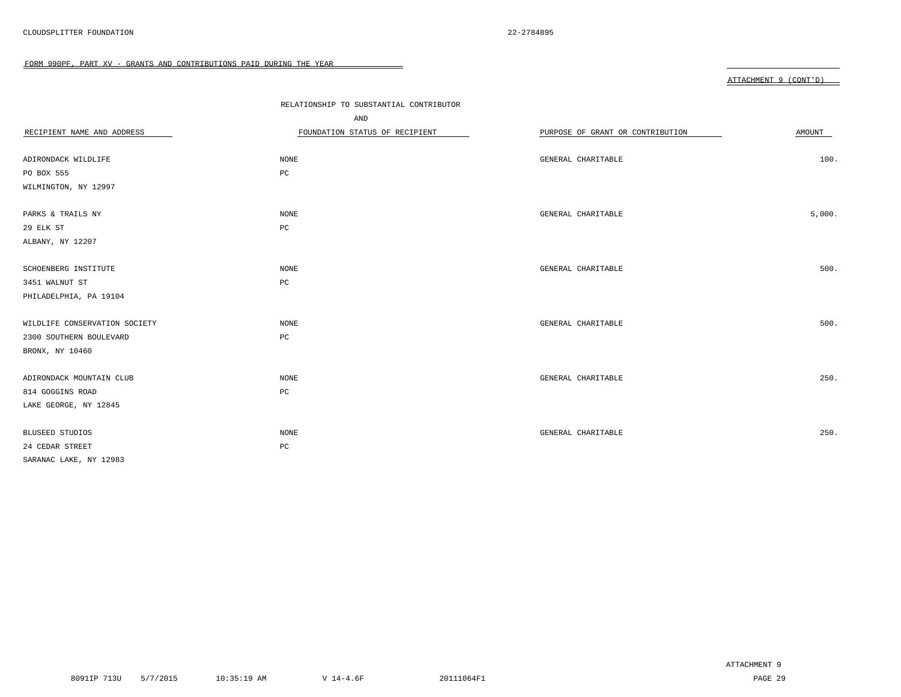CLOUDSPLITTER FOUNDATION 22-2784895

FORM 990PF, PART XV - GRANTS AND CONTRIBUTIONS PAID DURING THE YEAR

ATTACHMENT 9 (CONT'D)

| RECIPIENT NAME AND ADDRESS | RELATIONSHIP TO SUBSTANTIAL CONTRIBUTOR AND FOUNDATION STATUS OF RECIPIENT | PURPOSE OF GRANT OR CONTRIBUTION | AMOUNT |
|---|---|---|---|
| ADIRONDACK WILDLIFE<br>PO BOX 555<br>WILMINGTON, NY 12997 | NONE<br>PC | GENERAL CHARITABLE | 100. |
| PARKS & TRAILS NY<br>29 ELK ST<br>ALBANY, NY 12207 | NONE<br>PC | GENERAL CHARITABLE | 5,000. |
| SCHOENBERG INSTITUTE<br>3451 WALNUT ST<br>PHILADELPHIA, PA 19104 | NONE<br>PC | GENERAL CHARITABLE | 500. |
| WILDLIFE CONSERVATION SOCIETY<br>2300 SOUTHERN BOULEVARD<br>BRONX, NY 10460 | NONE<br>PC | GENERAL CHARITABLE | 500. |
| ADIRONDACK MOUNTAIN CLUB<br>814 GOGGINS ROAD<br>LAKE GEORGE, NY 12845 | NONE<br>PC | GENERAL CHARITABLE | 250. |
| BLUSEED STUDIOS<br>24 CEDAR STREET<br>SARANAC LAKE, NY 12983 | NONE<br>PC | GENERAL CHARITABLE | 250. |

ATTACHMENT 9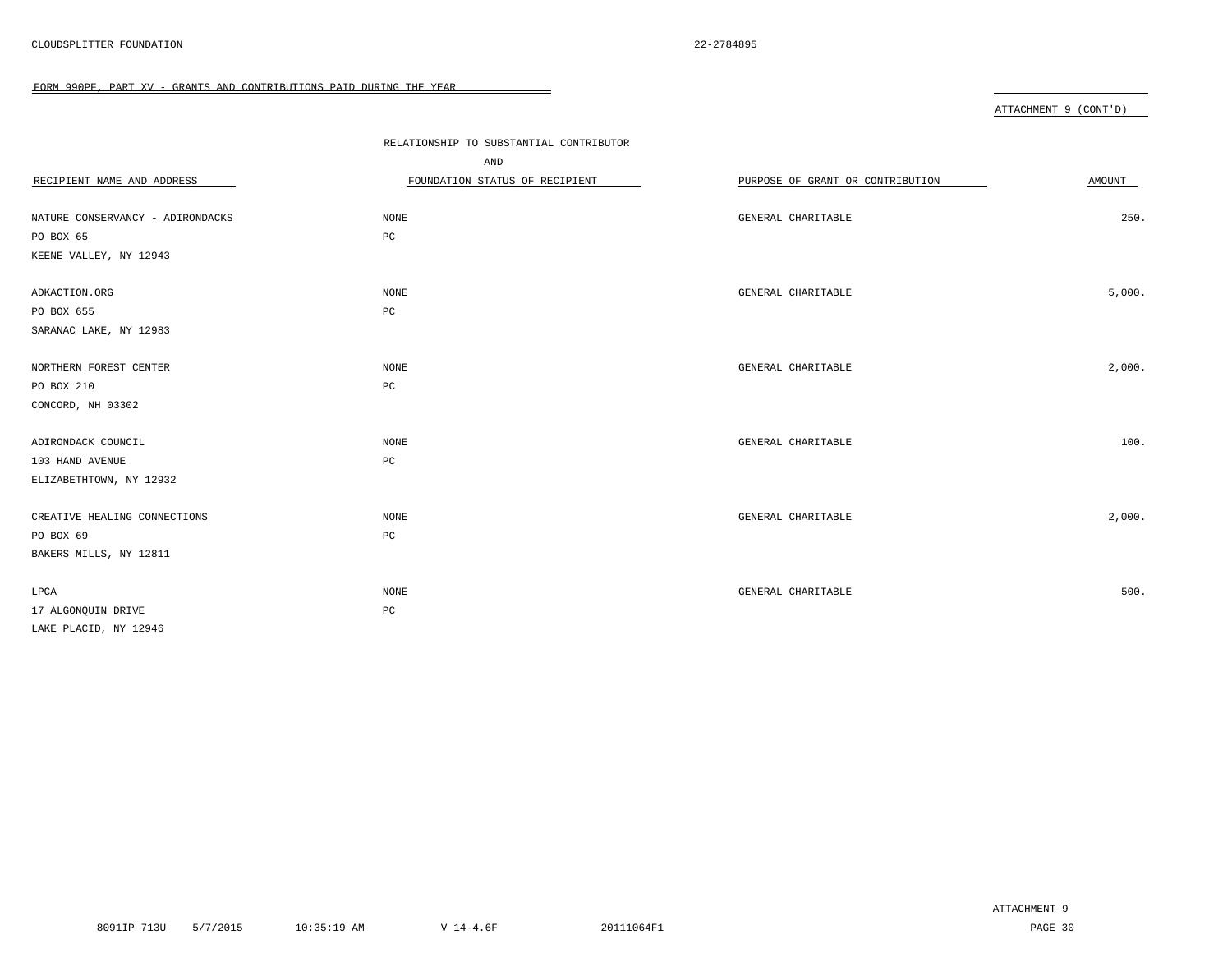CLOUDSPLITTER FOUNDATION 22-2784895

FORM 990PF, PART XV - GRANTS AND CONTRIBUTIONS PAID DURING THE YEAR

ATTACHMENT 9 (CONT'D)

| RECIPIENT NAME AND ADDRESS | RELATIONSHIP TO SUBSTANTIAL CONTRIBUTOR AND FOUNDATION STATUS OF RECIPIENT | PURPOSE OF GRANT OR CONTRIBUTION | AMOUNT |
|---|---|---|---|
| NATURE CONSERVANCY - ADIRONDACKS<br>PO BOX 65<br>KEENE VALLEY, NY 12943 | NONE<br>PC | GENERAL CHARITABLE | 250. |
| ADKACTION.ORG<br>PO BOX 655<br>SARANAC LAKE, NY 12983 | NONE<br>PC | GENERAL CHARITABLE | 5,000. |
| NORTHERN FOREST CENTER<br>PO BOX 210<br>CONCORD, NH 03302 | NONE<br>PC | GENERAL CHARITABLE | 2,000. |
| ADIRONDACK COUNCIL<br>103 HAND AVENUE<br>ELIZABETHTOWN, NY 12932 | NONE<br>PC | GENERAL CHARITABLE | 100. |
| CREATIVE HEALING CONNECTIONS<br>PO BOX 69<br>BAKERS MILLS, NY 12811 | NONE<br>PC | GENERAL CHARITABLE | 2,000. |
| LPCA<br>17 ALGONQUIN DRIVE<br>LAKE PLACID, NY 12946 | NONE<br>PC | GENERAL CHARITABLE | 500. |

ATTACHMENT 9

8091IP 713U 5/7/2015 10:35:19 AM V 14-4.6F 20111064F1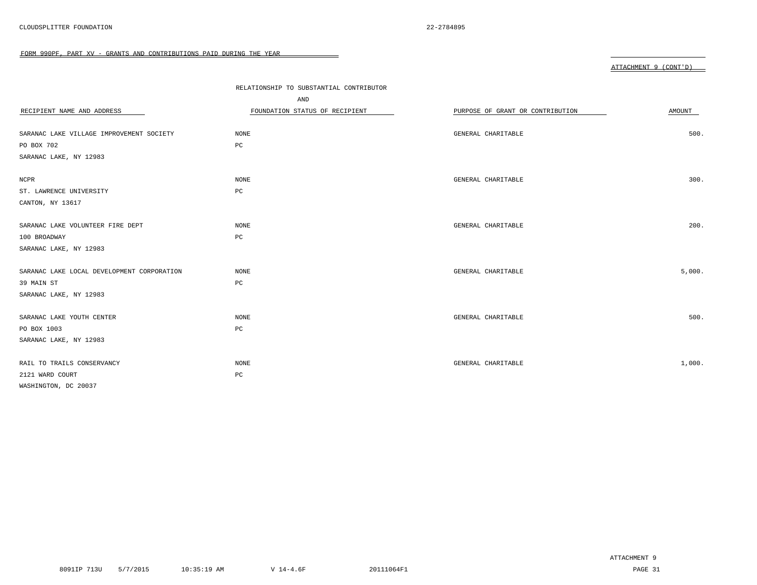CLOUDSPLITTER FOUNDATION 22-2784895

FORM 990PF, PART XV - GRANTS AND CONTRIBUTIONS PAID DURING THE YEAR

ATTACHMENT 9 (CONT'D)

| RECIPIENT NAME AND ADDRESS | RELATIONSHIP TO SUBSTANTIAL CONTRIBUTOR AND FOUNDATION STATUS OF RECIPIENT | PURPOSE OF GRANT OR CONTRIBUTION | AMOUNT |
|---|---|---|---|
| SARANAC LAKE VILLAGE IMPROVEMENT SOCIETY<br>PO BOX 702<br>SARANAC LAKE, NY 12983 | NONE<br>PC | GENERAL CHARITABLE | 500. |
| NCPR<br>ST. LAWRENCE UNIVERSITY<br>CANTON, NY 13617 | NONE<br>PC | GENERAL CHARITABLE | 300. |
| SARANAC LAKE VOLUNTEER FIRE DEPT<br>100 BROADWAY<br>SARANAC LAKE, NY 12983 | NONE<br>PC | GENERAL CHARITABLE | 200. |
| SARANAC LAKE LOCAL DEVELOPMENT CORPORATION<br>39 MAIN ST<br>SARANAC LAKE, NY 12983 | NONE<br>PC | GENERAL CHARITABLE | 5,000. |
| SARANAC LAKE YOUTH CENTER<br>PO BOX 1003<br>SARANAC LAKE, NY 12983 | NONE<br>PC | GENERAL CHARITABLE | 500. |
| RAIL TO TRAILS CONSERVANCY<br>2121 WARD COURT<br>WASHINGTON, DC 20037 | NONE<br>PC | GENERAL CHARITABLE | 1,000. |

ATTACHMENT 9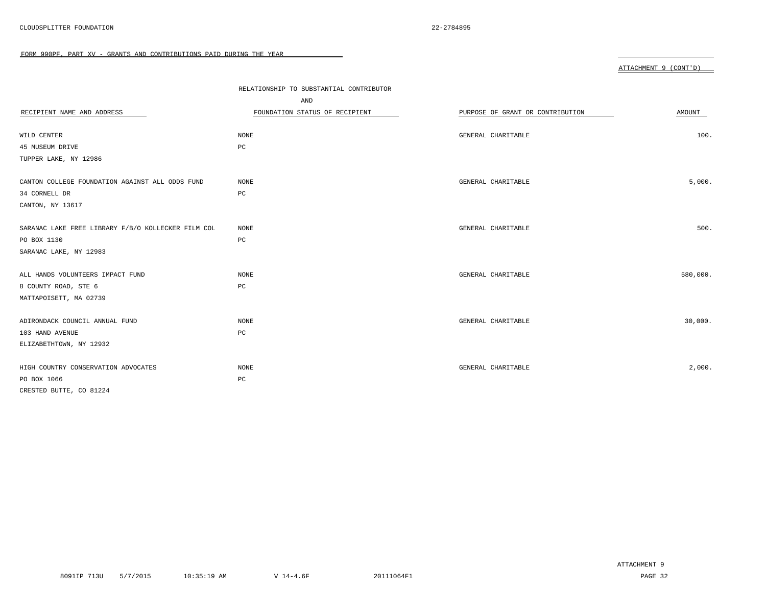FORM 990PF, PART XV - GRANTS AND CONTRIBUTIONS PAID DURING THE YEAR

ATTACHMENT 9 (CONT'D)

| RECIPIENT NAME AND ADDRESS | RELATIONSHIP TO SUBSTANTIAL CONTRIBUTOR AND FOUNDATION STATUS OF RECIPIENT | PURPOSE OF GRANT OR CONTRIBUTION | AMOUNT |
|---|---|---|---|
| WILD CENTER<br>45 MUSEUM DRIVE<br>TUPPER LAKE, NY 12986 | NONE<br>PC | GENERAL CHARITABLE | 100. |
| CANTON COLLEGE FOUNDATION AGAINST ALL ODDS FUND<br>34 CORNELL DR<br>CANTON, NY 13617 | NONE<br>PC | GENERAL CHARITABLE | 5,000. |
| SARANAC LAKE FREE LIBRARY F/B/O KOLLECKER FILM COL<br>PO BOX 1130<br>SARANAC LAKE, NY 12983 | NONE<br>PC | GENERAL CHARITABLE | 500. |
| ALL HANDS VOLUNTEERS IMPACT FUND<br>8 COUNTY ROAD, STE 6<br>MATTAPOISETT, MA 02739 | NONE<br>PC | GENERAL CHARITABLE | 580,000. |
| ADIRONDACK COUNCIL ANNUAL FUND<br>103 HAND AVENUE<br>ELIZABETHTOWN, NY 12932 | NONE<br>PC | GENERAL CHARITABLE | 30,000. |
| HIGH COUNTRY CONSERVATION ADVOCATES<br>PO BOX 1066<br>CRESTED BUTTE, CO 81224 | NONE<br>PC | GENERAL CHARITABLE | 2,000. |

ATTACHMENT 9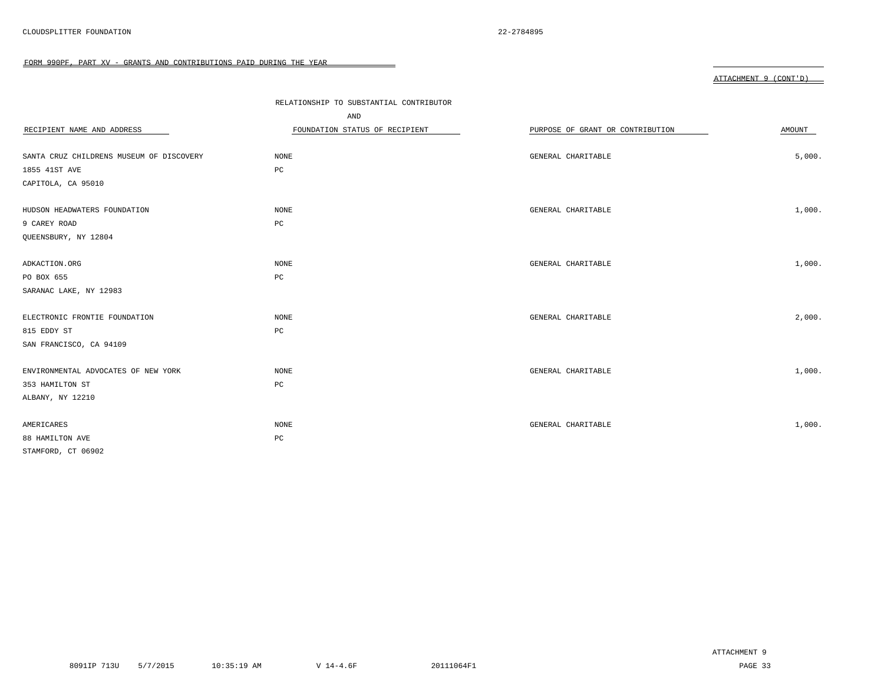CLOUDSPLITTER FOUNDATION 22-2784895

FORM 990PF, PART XV - GRANTS AND CONTRIBUTIONS PAID DURING THE YEAR

ATTACHMENT 9 (CONT'D)

| RECIPIENT NAME AND ADDRESS | RELATIONSHIP TO SUBSTANTIAL CONTRIBUTOR AND FOUNDATION STATUS OF RECIPIENT | PURPOSE OF GRANT OR CONTRIBUTION | AMOUNT |
|---|---|---|---|
| SANTA CRUZ CHILDRENS MUSEUM OF DISCOVERY<br>1855 41ST AVE<br>CAPITOLA, CA 95010 | NONE<br>PC | GENERAL CHARITABLE | 5,000. |
| HUDSON HEADWATERS FOUNDATION<br>9 CAREY ROAD<br>QUEENSBURY, NY 12804 | NONE<br>PC | GENERAL CHARITABLE | 1,000. |
| ADKACTION.ORG<br>PO BOX 655<br>SARANAC LAKE, NY 12983 | NONE<br>PC | GENERAL CHARITABLE | 1,000. |
| ELECTRONIC FRONTIE FOUNDATION<br>815 EDDY ST<br>SAN FRANCISCO, CA 94109 | NONE<br>PC | GENERAL CHARITABLE | 2,000. |
| ENVIRONMENTAL ADVOCATES OF NEW YORK<br>353 HAMILTON ST<br>ALBANY, NY 12210 | NONE<br>PC | GENERAL CHARITABLE | 1,000. |
| AMERICARES<br>88 HAMILTON AVE<br>STAMFORD, CT 06902 | NONE<br>PC | GENERAL CHARITABLE | 1,000. |

ATTACHMENT 9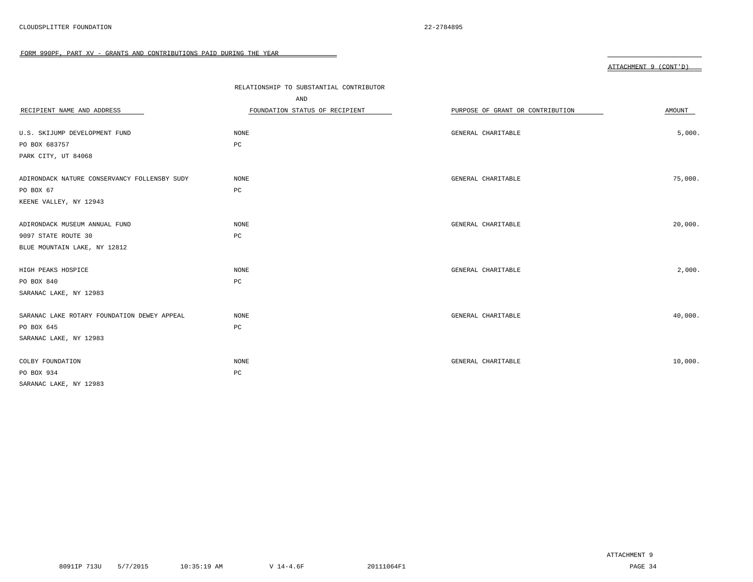FORM 990PF, PART XV - GRANTS AND CONTRIBUTIONS PAID DURING THE YEAR

ATTACHMENT 9 (CONT'D)

| RECIPIENT NAME AND ADDRESS | RELATIONSHIP TO SUBSTANTIAL CONTRIBUTOR AND FOUNDATION STATUS OF RECIPIENT | PURPOSE OF GRANT OR CONTRIBUTION | AMOUNT |
|---|---|---|---|
| U.S. SKIJUMP DEVELOPMENT FUND<br>PO BOX 683757<br>PARK CITY, UT 84068 | NONE<br>PC | GENERAL CHARITABLE | 5,000. |
| ADIRONDACK NATURE CONSERVANCY FOLLENSBY SUDY<br>PO BOX 67<br>KEENE VALLEY, NY 12943 | NONE<br>PC | GENERAL CHARITABLE | 75,000. |
| ADIRONDACK MUSEUM ANNUAL FUND<br>9097 STATE ROUTE 30<br>BLUE MOUNTAIN LAKE, NY 12812 | NONE<br>PC | GENERAL CHARITABLE | 20,000. |
| HIGH PEAKS HOSPICE<br>PO BOX 840<br>SARANAC LAKE, NY 12983 | NONE<br>PC | GENERAL CHARITABLE | 2,000. |
| SARANAC LAKE ROTARY FOUNDATION DEWEY APPEAL<br>PO BOX 645<br>SARANAC LAKE, NY 12983 | NONE<br>PC | GENERAL CHARITABLE | 40,000. |
| COLBY FOUNDATION<br>PO BOX 934<br>SARANAC LAKE, NY 12983 | NONE<br>PC | GENERAL CHARITABLE | 10,000. |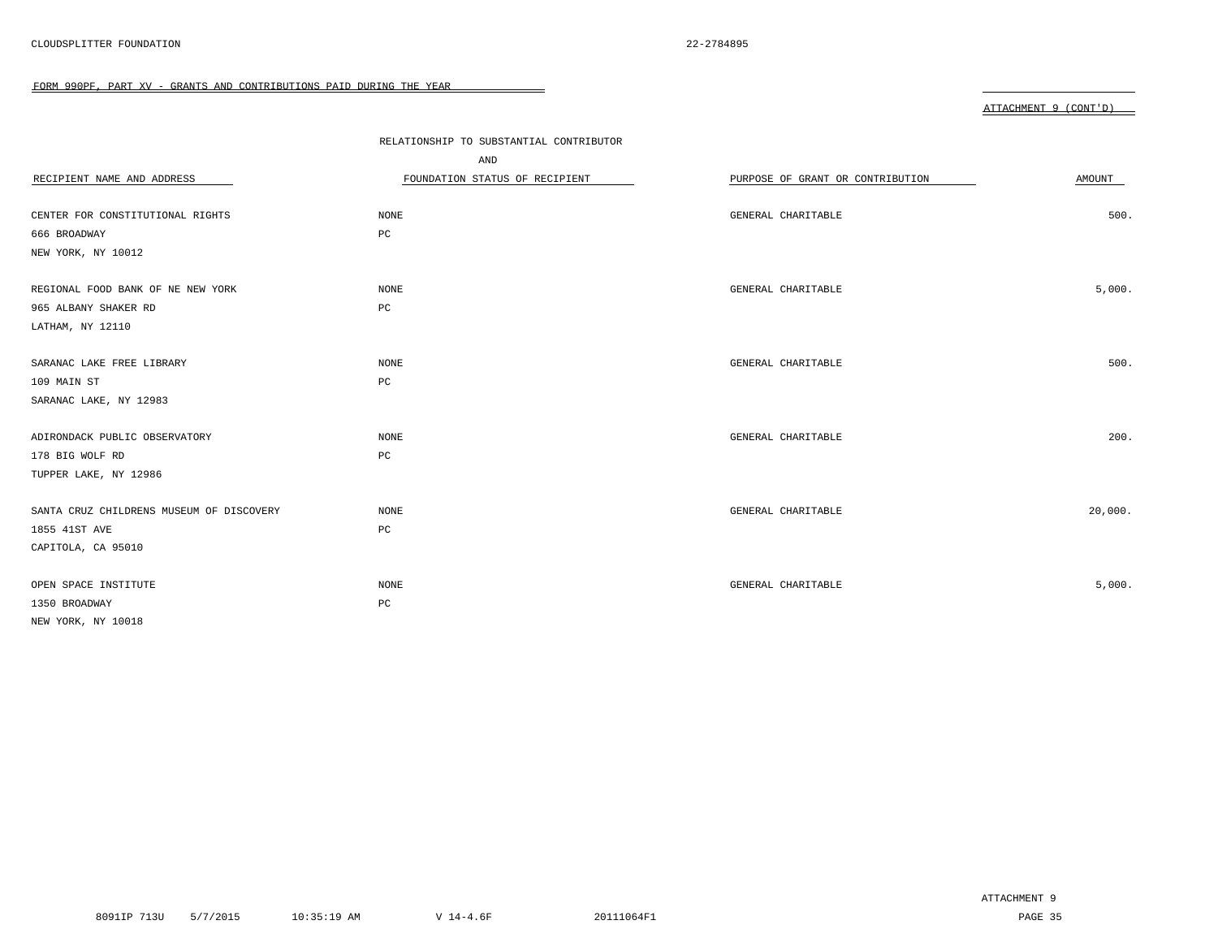CLOUDSPLITTER FOUNDATION 22-2784895

FORM 990PF, PART XV - GRANTS AND CONTRIBUTIONS PAID DURING THE YEAR

ATTACHMENT 9 (CONT'D)

| RECIPIENT NAME AND ADDRESS | RELATIONSHIP TO SUBSTANTIAL CONTRIBUTOR AND FOUNDATION STATUS OF RECIPIENT | PURPOSE OF GRANT OR CONTRIBUTION | AMOUNT |
|---|---|---|---|
| CENTER FOR CONSTITUTIONAL RIGHTS<br>666 BROADWAY<br>NEW YORK, NY 10012 | NONE<br>PC | GENERAL CHARITABLE | 500. |
| REGIONAL FOOD BANK OF NE NEW YORK<br>965 ALBANY SHAKER RD<br>LATHAM, NY 12110 | NONE<br>PC | GENERAL CHARITABLE | 5,000. |
| SARANAC LAKE FREE LIBRARY<br>109 MAIN ST<br>SARANAC LAKE, NY 12983 | NONE<br>PC | GENERAL CHARITABLE | 500. |
| ADIRONDACK PUBLIC OBSERVATORY<br>178 BIG WOLF RD<br>TUPPER LAKE, NY 12986 | NONE<br>PC | GENERAL CHARITABLE | 200. |
| SANTA CRUZ CHILDRENS MUSEUM OF DISCOVERY<br>1855 41ST AVE<br>CAPITOLA, CA 95010 | NONE<br>PC | GENERAL CHARITABLE | 20,000. |
| OPEN SPACE INSTITUTE<br>1350 BROADWAY<br>NEW YORK, NY 10018 | NONE<br>PC | GENERAL CHARITABLE | 5,000. |

ATTACHMENT 9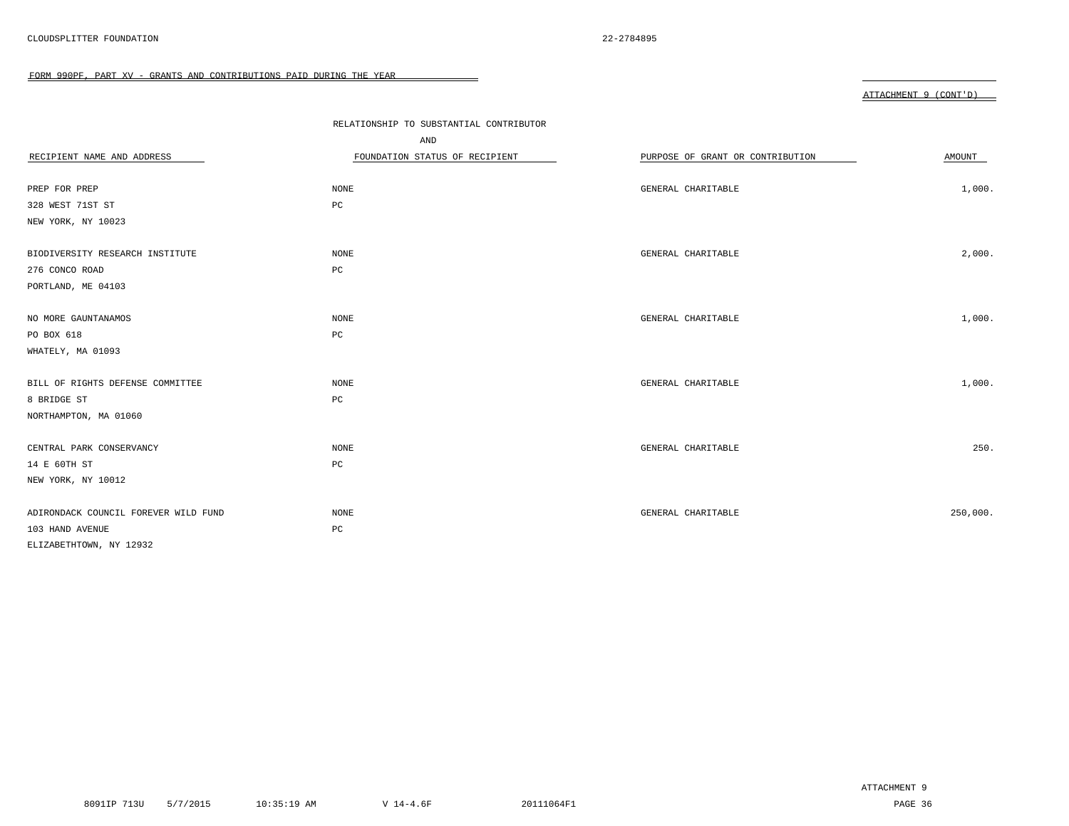CLOUDSPLITTER FOUNDATION 22-2784895

FORM 990PF, PART XV - GRANTS AND CONTRIBUTIONS PAID DURING THE YEAR

ATTACHMENT 9 (CONT'D)

| RECIPIENT NAME AND ADDRESS | RELATIONSHIP TO SUBSTANTIAL CONTRIBUTOR AND FOUNDATION STATUS OF RECIPIENT | PURPOSE OF GRANT OR CONTRIBUTION | AMOUNT |
|---|---|---|---|
| PREP FOR PREP<br>328 WEST 71ST ST<br>NEW YORK, NY 10023 | NONE<br>PC | GENERAL CHARITABLE | 1,000. |
| BIODIVERSITY RESEARCH INSTITUTE<br>276 CONCO ROAD<br>PORTLAND, ME 04103 | NONE<br>PC | GENERAL CHARITABLE | 2,000. |
| NO MORE GAUNTANAMOS<br>PO BOX 618<br>WHATELY, MA 01093 | NONE<br>PC | GENERAL CHARITABLE | 1,000. |
| BILL OF RIGHTS DEFENSE COMMITTEE<br>8 BRIDGE ST<br>NORTHAMPTON, MA 01060 | NONE<br>PC | GENERAL CHARITABLE | 1,000. |
| CENTRAL PARK CONSERVANCY<br>14 E 60TH ST<br>NEW YORK, NY 10012 | NONE<br>PC | GENERAL CHARITABLE | 250. |
| ADIRONDACK COUNCIL FOREVER WILD FUND<br>103 HAND AVENUE<br>ELIZABETHTOWN, NY 12932 | NONE<br>PC | GENERAL CHARITABLE | 250,000. |

ATTACHMENT 9

8091IP 713U 5/7/2015 10:35:19 AM V 14-4.6F 20111064F1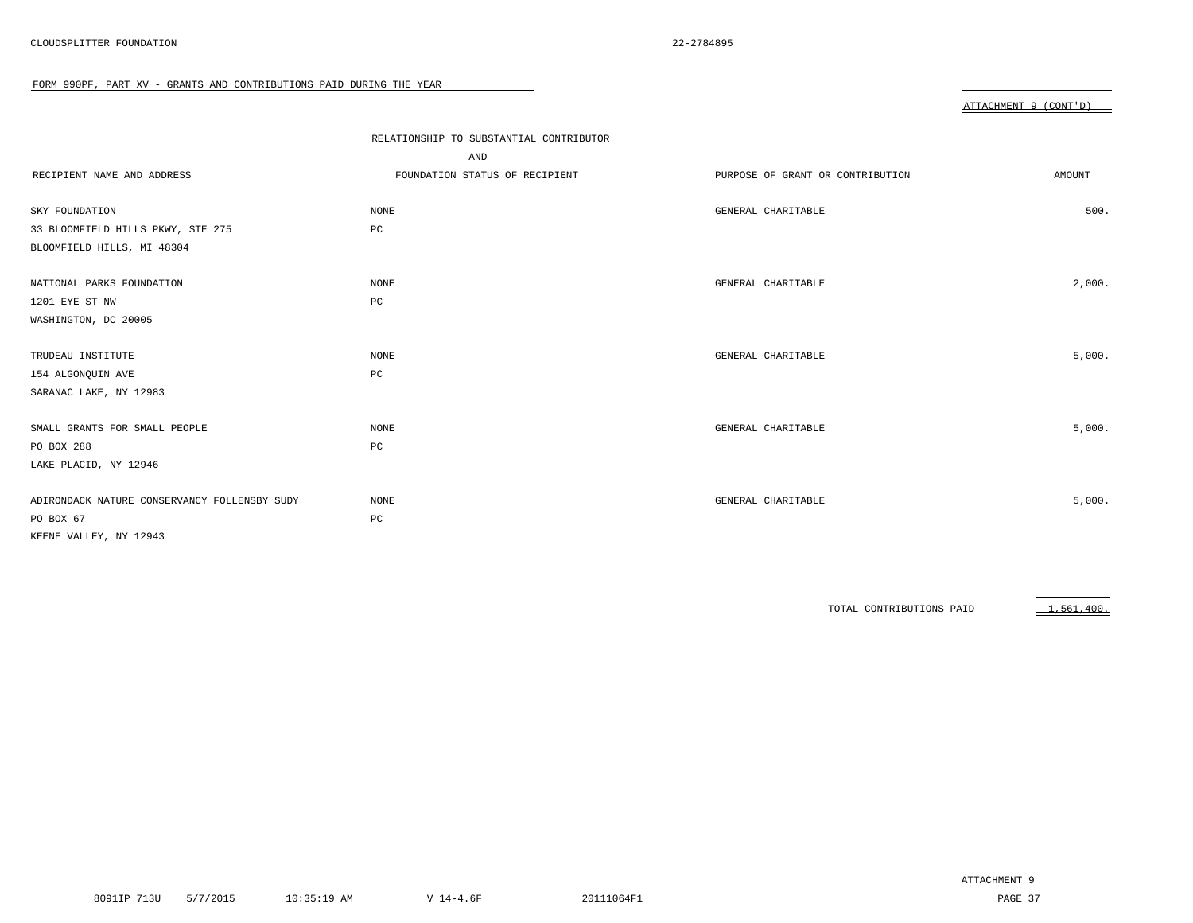CLOUDSPLITTER FOUNDATION 22-2784895

FORM 990PF, PART XV - GRANTS AND CONTRIBUTIONS PAID DURING THE YEAR

ATTACHMENT 9 (CONT'D)

| RECIPIENT NAME AND ADDRESS | RELATIONSHIP TO SUBSTANTIAL CONTRIBUTOR AND FOUNDATION STATUS OF RECIPIENT | PURPOSE OF GRANT OR CONTRIBUTION | AMOUNT |
|---|---|---|---|
| SKY FOUNDATION<br>33 BLOOMFIELD HILLS PKWY, STE 275<br>BLOOMFIELD HILLS, MI 48304 | NONE<br>PC | GENERAL CHARITABLE | 500. |
| NATIONAL PARKS FOUNDATION<br>1201 EYE ST NW<br>WASHINGTON, DC 20005 | NONE<br>PC | GENERAL CHARITABLE | 2,000. |
| TRUDEAU INSTITUTE<br>154 ALGONQUIN AVE<br>SARANAC LAKE, NY 12983 | NONE<br>PC | GENERAL CHARITABLE | 5,000. |
| SMALL GRANTS FOR SMALL PEOPLE<br>PO BOX 288<br>LAKE PLACID, NY 12946 | NONE<br>PC | GENERAL CHARITABLE | 5,000. |
| ADIRONDACK NATURE CONSERVANCY FOLLENSBY SUDY<br>PO BOX 67<br>KEENE VALLEY, NY 12943 | NONE<br>PC | GENERAL CHARITABLE | 5,000. |
| | | TOTAL CONTRIBUTIONS PAID | 1,561,400. |

ATTACHMENT 9

8091IP 713U 5/7/2015 10:35:19 AM V 14-4.6F 20111064F1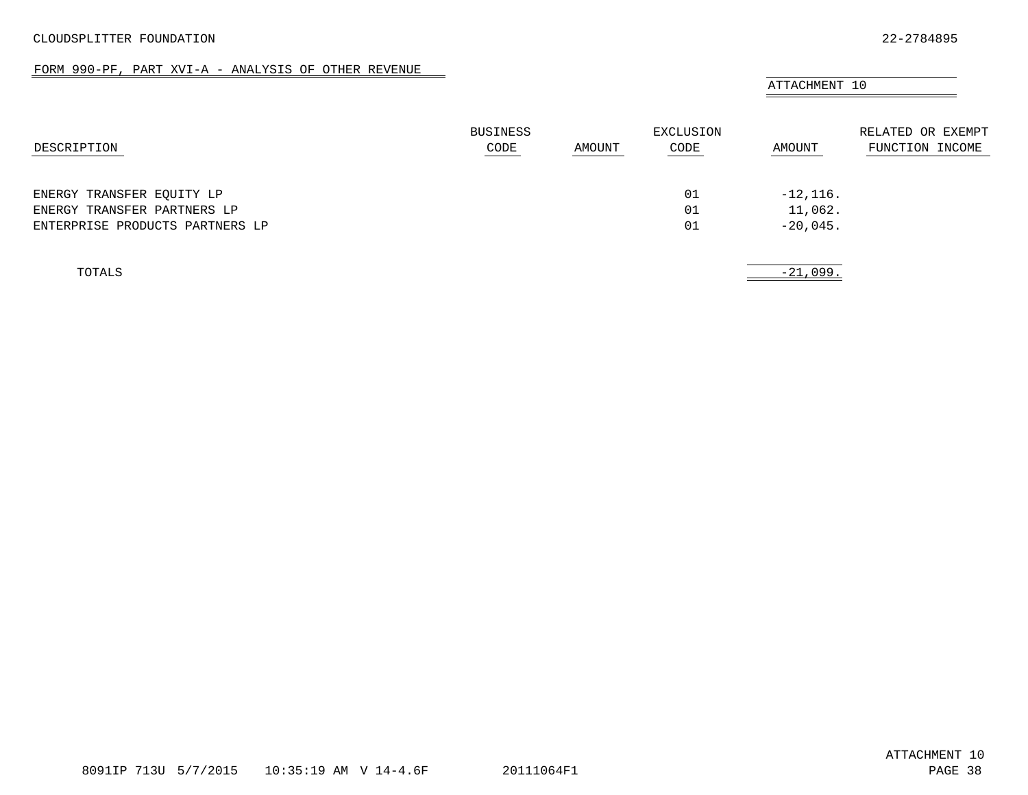CLOUDSPLITTER FOUNDATION 22-2784895

FORM 990-PF, PART XVI-A - ANALYSIS OF OTHER REVENUE

ATTACHMENT 10

| DESCRIPTION | BUSINESS CODE | AMOUNT | EXCLUSION CODE | AMOUNT | RELATED OR EXEMPT FUNCTION INCOME |
|---|---|---|---|---|---|
| ENERGY TRANSFER EQUITY LP | | | 01 | -12,116. | |
| ENERGY TRANSFER PARTNERS LP | | | 01 | 11,062. | |
| ENTERPRISE PRODUCTS PARTNERS LP | | | 01 | -20,045. | |
| TOTALS | | | | -21,099. | |

8091IP 713U 5/7/2015 10:35:19 AM V 14-4.6F 20111064F1

ATTACHMENT 10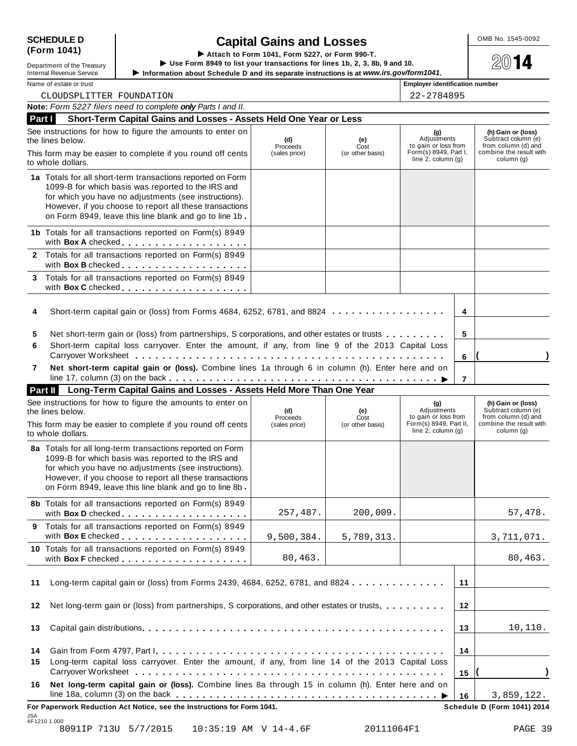**SCHEDULE D (Form 1041)**

Department of the Treasury
Internal Revenue Service

# Capital Gains and Losses

▶ Attach to Form 1041, Form 5227, or Form 990-T.
▶ Use Form 8949 to list your transactions for lines 1b, 2, 3, 8b, 9 and 10.
▶ Information about Schedule D and its separate instructions is at *www.irs.gov/form1041*.

OMB No. 1545-0092

**2014**

| Name of estate or trust | Employer identification number |
|---|---|
| CLOUDSPLITTER FOUNDATION | 22-2784895 |

**Note:** *Form 5227 filers need to complete **only** Parts I and II.*

## Part I Short-Term Capital Gains and Losses - Assets Held One Year or Less

| See instructions for how to figure the amounts to enter on the lines below. This form may be easier to complete if you round off cents to whole dollars. | (d) Proceeds (sales price) | (e) Cost (or other basis) | (g) Adjustments to gain or loss from Form(s) 8949, Part I, line 2, column (g) | (h) Gain or (loss) Subtract column (e) from column (d) and combine the result with column (g) |
|---|---|---|---|---|
| **1a** Totals for all short-term transactions reported on Form 1099-B for which basis was reported to the IRS and for which you have no adjustments (see instructions). However, if you choose to report all these transactions on Form 8949, leave this line blank and go to line 1b | | | | |
| **1b** Totals for all transactions reported on Form(s) 8949 with **Box A** checked | | | | |
| **2** Totals for all transactions reported on Form(s) 8949 with **Box B** checked | | | | |
| **3** Totals for all transactions reported on Form(s) 8949 with **Box C** checked | | | | |

| | | Line | Amount |
|---|---|---|---|
| **4** | Short-term capital gain or (loss) from Forms 4684, 6252, 6781, and 8824 | 4 | |
| **5** | Net short-term gain or (loss) from partnerships, S corporations, and other estates or trusts | 5 | |
| **6** | Short-term capital loss carryover. Enter the amount, if any, from line 9 of the 2013 Capital Loss Carryover Worksheet | 6 | ( ) |
| **7** | **Net short-term capital gain or (loss).** Combine lines 1a through 6 in column (h). Enter here and on line 17, column (3) on the back ▶ | 7 | |

## Part II Long-Term Capital Gains and Losses - Assets Held More Than One Year

| See instructions for how to figure the amounts to enter on the lines below. This form may be easier to complete if you round off cents to whole dollars. | (d) Proceeds (sales price) | (e) Cost (or other basis) | (g) Adjustments to gain or loss from Form(s) 8949, Part II, line 2, column (g) | (h) Gain or (loss) Subtract column (e) from column (d) and combine the result with column (g) |
|---|---|---|---|---|
| **8a** Totals for all long-term transactions reported on Form 1099-B for which basis was reported to the IRS and for which you have no adjustments (see instructions). However, if you choose to report all these transactions on Form 8949, leave this line blank and go to line 8b | | | | |
| **8b** Totals for all transactions reported on Form(s) 8949 with **Box D** checked | 257,487. | 200,009. | | 57,478. |
| **9** Totals for all transactions reported on Form(s) 8949 with **Box E** checked | 9,500,384. | 5,789,313. | | 3,711,071. |
| **10** Totals for all transactions reported on Form(s) 8949 with **Box F** checked | 80,463. | | | 80,463. |

| | | Line | Amount |
|---|---|---|---|
| **11** | Long-term capital gain or (loss) from Forms 2439, 4684, 6252, 6781, and 8824 | 11 | |
| **12** | Net long-term gain or (loss) from partnerships, S corporations, and other estates or trusts | 12 | |
| **13** | Capital gain distributions | 13 | 10,110. |
| **14** | Gain from Form 4797, Part I | 14 | |
| **15** | Long-term capital loss carryover. Enter the amount, if any, from line 14 of the 2013 Capital Loss Carryover Worksheet | 15 | ( ) |
| **16** | **Net long-term capital gain or (loss).** Combine lines 8a through 15 in column (h). Enter here and on line 18a, column (3) on the back ▶ | 16 | 3,859,122. |

**For Paperwork Reduction Act Notice, see the Instructions for Form 1041.** **Schedule D (Form 1041) 2014**

JSA
4F1210 1.000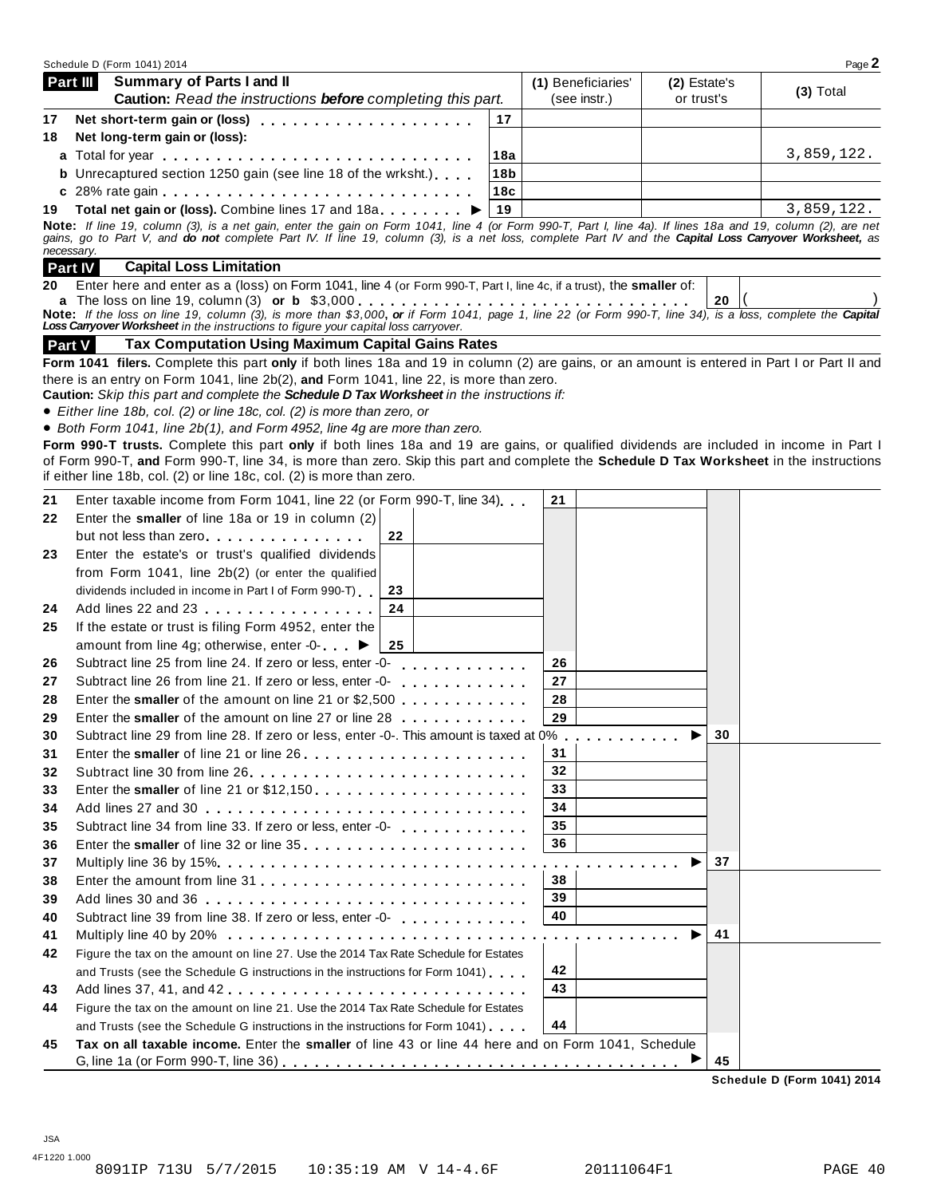Schedule D (Form 1041) 2014

## Part III Summary of Parts I and II

**Caution:** *Read the instructions **before** completing this part.*

| | | | (1) Beneficiaries' (see instr.) | (2) Estate's or trust's | (3) Total |
|---|---|---|---|---|---|
| 17 | **Net short-term gain or (loss)** | 17 | | | |
| 18 | **Net long-term gain or (loss):** | | | | |
| | **a** Total for year | 18a | | | 3,859,122. |
| | **b** Unrecaptured section 1250 gain (see line 18 of the wrksht.) | 18b | | | |
| | **c** 28% rate gain | 18c | | | |
| 19 | **Total net gain or (loss).** Combine lines 17 and 18a ▶ | 19 | | | 3,859,122. |

**Note:** *If line 19, column (3), is a net gain, enter the gain on Form 1041, line 4 (or Form 990-T, Part I, line 4a). If lines 18a and 19, column (2), are net gains, go to Part V, and **do not** complete Part IV. If line 19, column (3), is a net loss, complete Part IV and the **Capital Loss Carryover Worksheet,** as necessary.*

## Part IV Capital Loss Limitation

20 Enter here and enter as a (loss) on Form 1041, line 4 (or Form 990-T, Part I, line 4c, if a trust), the **smaller** of:
**a** The loss on line 19, column (3) **or b** $3,000 . . . 20 ( )

**Note:** *If the loss on line 19, column (3), is more than $3,000, **or** if Form 1041, page 1, line 22 (or Form 990-T, line 34), is a loss, complete the **Capital Loss Carryover Worksheet** in the instructions to figure your capital loss carryover.*

## Part V Tax Computation Using Maximum Capital Gains Rates

**Form 1041 filers.** Complete this part **only** if both lines 18a and 19 in column (2) are gains, or an amount is entered in Part I or Part II and there is an entry on Form 1041, line 2b(2), **and** Form 1041, line 22, is more than zero.

**Caution:** *Skip this part and complete the **Schedule D Tax Worksheet** in the instructions if:*

- *Either line 18b, col. (2) or line 18c, col. (2) is more than zero, or*
- *Both Form 1041, line 2b(1), and Form 4952, line 4g are more than zero.*

**Form 990-T trusts.** Complete this part **only** if both lines 18a and 19 are gains, or qualified dividends are included in income in Part I of Form 990-T, **and** Form 990-T, line 34, is more than zero. Skip this part and complete the **Schedule D Tax Worksheet** in the instructions if either line 18b, col. (2) or line 18c, col. (2) is more than zero.

| | | | | |
|---|---|---|---|---|
| 21 | Enter taxable income from Form 1041, line 22 (or Form 990-T, line 34) | 21 | | |
| 22 | Enter the **smaller** of line 18a or 19 in column (2) but not less than zero | 22 | | |
| 23 | Enter the estate's or trust's qualified dividends from Form 1041, line 2b(2) (or enter the qualified dividends included in income in Part I of Form 990-T) | 23 | | |
| 24 | Add lines 22 and 23 | 24 | | |
| 25 | If the estate or trust is filing Form 4952, enter the amount from line 4g; otherwise, enter -0- ▶ | 25 | | |
| 26 | Subtract line 25 from line 24. If zero or less, enter -0- | 26 | | |
| 27 | Subtract line 26 from line 21. If zero or less, enter -0- | 27 | | |
| 28 | Enter the **smaller** of the amount on line 21 or $2,500 | 28 | | |
| 29 | Enter the **smaller** of the amount on line 27 or line 28 | 29 | | |
| 30 | Subtract line 29 from line 28. If zero or less, enter -0-. This amount is taxed at 0% ▶ | | 30 | |
| 31 | Enter the **smaller** of line 21 or line 26 | 31 | | |
| 32 | Subtract line 30 from line 26 | 32 | | |
| 33 | Enter the **smaller** of line 21 or $12,150 | 33 | | |
| 34 | Add lines 27 and 30 | 34 | | |
| 35 | Subtract line 34 from line 33. If zero or less, enter -0- | 35 | | |
| 36 | Enter the **smaller** of line 32 or line 35 | 36 | | |
| 37 | Multiply line 36 by 15% ▶ | | 37 | |
| 38 | Enter the amount from line 31 | 38 | | |
| 39 | Add lines 30 and 36 | 39 | | |
| 40 | Subtract line 39 from line 38. If zero or less, enter -0- | 40 | | |
| 41 | Multiply line 40 by 20% ▶ | | 41 | |
| 42 | Figure the tax on the amount on line 27. Use the 2014 Tax Rate Schedule for Estates and Trusts (see the Schedule G instructions in the instructions for Form 1041) | 42 | | |
| 43 | Add lines 37, 41, and 42 | 43 | | |
| 44 | Figure the tax on the amount on line 21. Use the 2014 Tax Rate Schedule for Estates and Trusts (see the Schedule G instructions in the instructions for Form 1041) | 44 | | |
| 45 | **Tax on all taxable income.** Enter the **smaller** of line 43 or line 44 here and on Form 1041, Schedule G, line 1a (or Form 990-T, line 36) ▶ | | 45 | |

**Schedule D (Form 1041) 2014**

JSA
4F1220 1.000
8091IP 713U 5/7/2015 10:35:19 AM V 14-4.6F 20111064F1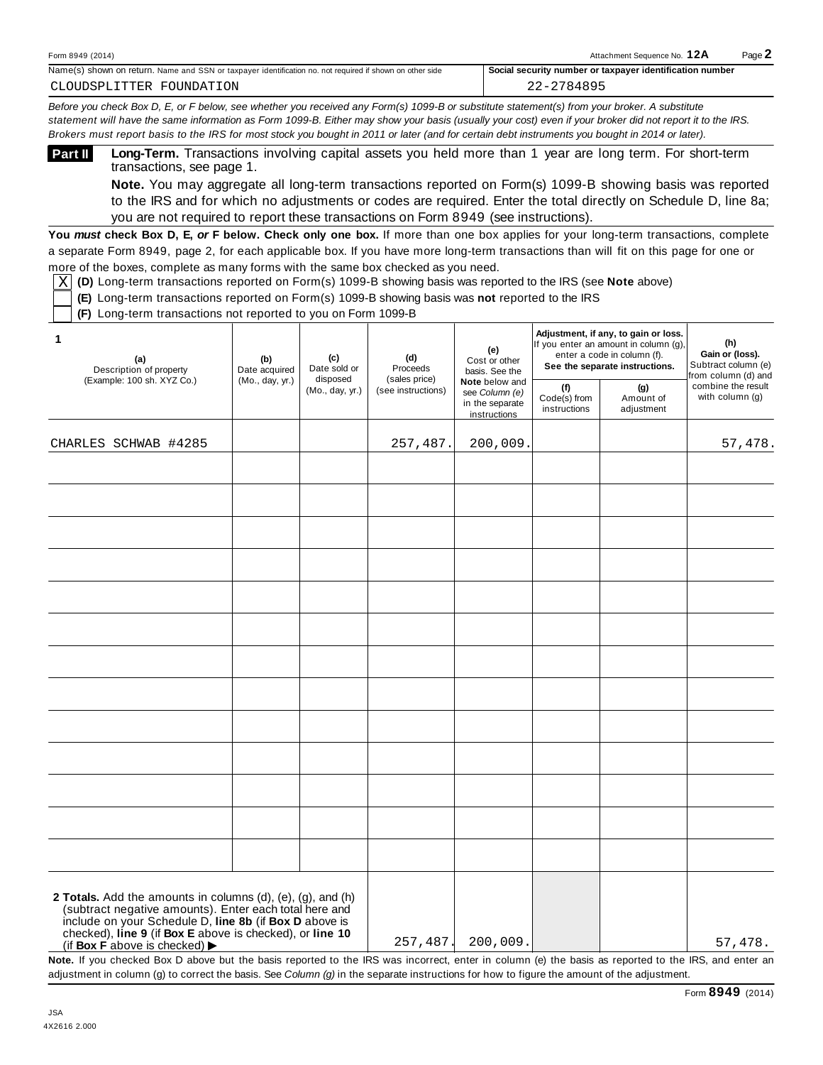Form 8949 (2014) Attachment Sequence No. **12A** Page **2**

| Name(s) shown on return. Name and SSN or taxpayer identification no. not required if shown on other side | Social security number or taxpayer identification number |
|---|---|
| CLOUDSPLITTER FOUNDATION | 22-2784895 |

*Before you check Box D, E, or F below, see whether you received any Form(s) 1099-B or substitute statement(s) from your broker. A substitute statement will have the same information as Form 1099-B. Either may show your basis (usually your cost) even if your broker did not report it to the IRS. Brokers must report basis to the IRS for most stock you bought in 2011 or later (and for certain debt instruments you bought in 2014 or later).*

## Part II **Long-Term.** Transactions involving capital assets you held more than 1 year are long term. For short-term transactions, see page 1.

**Note.** You may aggregate all long-term transactions reported on Form(s) 1099-B showing basis was reported to the IRS and for which no adjustments or codes are required. Enter the total directly on Schedule D, line 8a; you are not required to report these transactions on Form 8949 (see instructions).

**You *must* check Box D, E, *or* F below. Check only one box.** If more than one box applies for your long-term transactions, complete a separate Form 8949, page 2, for each applicable box. If you have more long-term transactions than will fit on this page for one or more of the boxes, complete as many forms with the same box checked as you need.

- [X] **(D)** Long-term transactions reported on Form(s) 1099-B showing basis was reported to the IRS (see **Note** above)
- [ ] **(E)** Long-term transactions reported on Form(s) 1099-B showing basis was **not** reported to the IRS
- [ ] **(F)** Long-term transactions not reported to you on Form 1099-B

| **1** (a) Description of property (Example: 100 sh. XYZ Co.) | (b) Date acquired (Mo., day, yr.) | (c) Date sold or disposed (Mo., day, yr.) | (d) Proceeds (sales price) (see instructions) | (e) Cost or other basis. See the **Note** below and see *Column (e)* in the separate instructions | Adjustment, if any, to gain or loss. If you enter an amount in column (g), enter a code in column (f). **See the separate instructions.** (f) Code(s) from instructions | (g) Amount of adjustment | (h) **Gain or (loss).** Subtract column (e) from column (d) and combine the result with column (g) |
|---|---|---|---|---|---|---|---|
| CHARLES SCHWAB #4285 | | | 257,487. | 200,009. | | | 57,478. |
| | | | | | | | |
| | | | | | | | |
| | | | | | | | |
| | | | | | | | |
| | | | | | | | |
| | | | | | | | |
| | | | | | | | |
| | | | | | | | |
| | | | | | | | |
| | | | | | | | |
| | | | | | | | |
| | | | | | | | |
| | | | | | | | |
| **2 Totals.** Add the amounts in columns (d), (e), (g), and (h) (subtract negative amounts). Enter each total here and include on your Schedule D, **line 8b** (if **Box D** above is checked), **line 9** (if **Box E** above is checked), or **line 10** (if **Box F** above is checked) ▶ | | | 257,487. | 200,009. | | | 57,478. |

**Note.** If you checked Box D above but the basis reported to the IRS was incorrect, enter in column (e) the basis as reported to the IRS, and enter an adjustment in column (g) to correct the basis. See *Column (g)* in the separate instructions for how to figure the amount of the adjustment.

Form **8949** (2014)

JSA
4X2616 2.000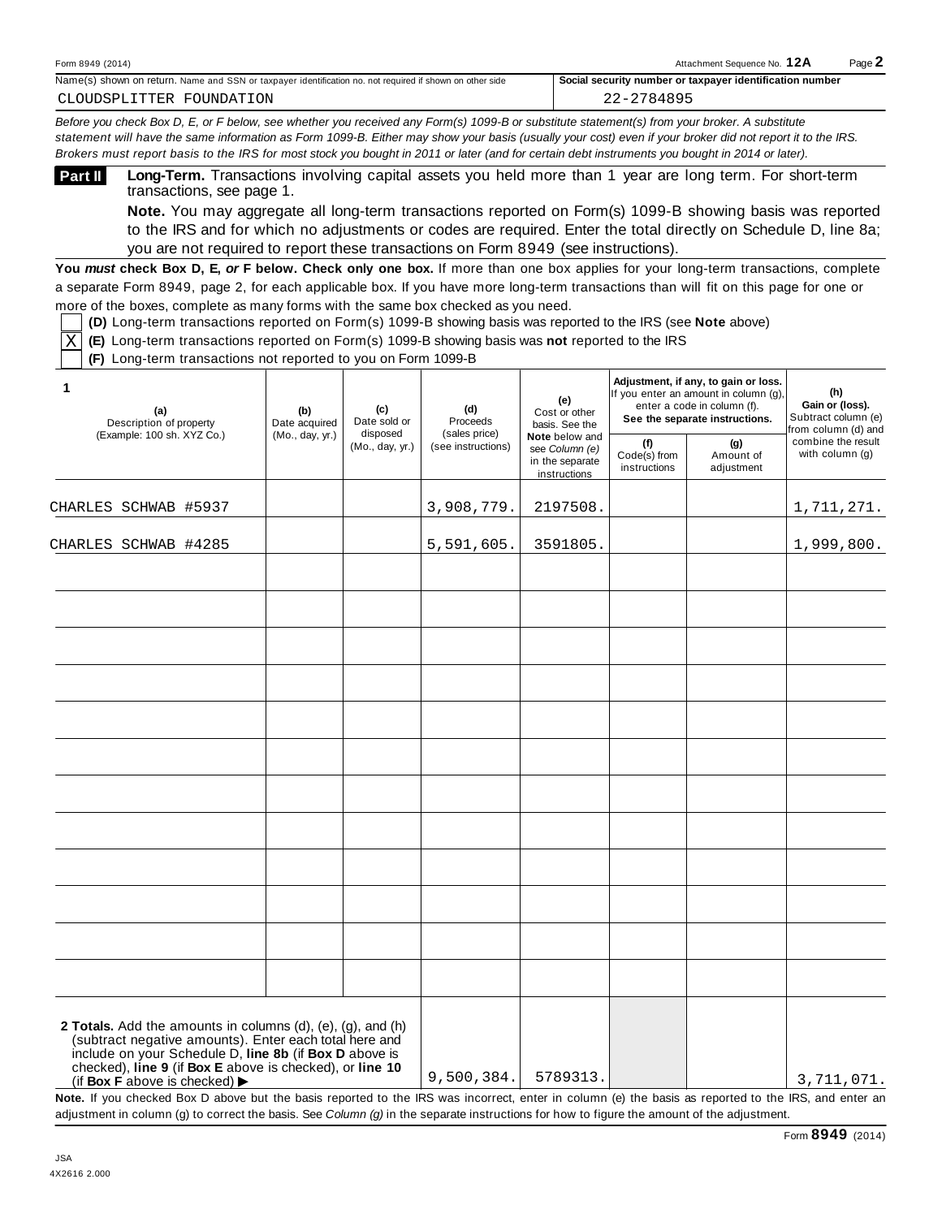Form 8949 (2014) Attachment Sequence No. **12A** Page **2**

| Name(s) shown on return. Name and SSN or taxpayer identification no. not required if shown on other side | Social security number or taxpayer identification number |
|---|---|
| CLOUDSPLITTER FOUNDATION | 22-2784895 |

*Before you check Box D, E, or F below, see whether you received any Form(s) 1099-B or substitute statement(s) from your broker. A substitute statement will have the same information as Form 1099-B. Either may show your basis (usually your cost) even if your broker did not report it to the IRS. Brokers must report basis to the IRS for most stock you bought in 2011 or later (and for certain debt instruments you bought in 2014 or later).*

**Part II** **Long-Term.** Transactions involving capital assets you held more than 1 year are long term. For short-term transactions, see page 1.

**Note.** You may aggregate all long-term transactions reported on Form(s) 1099-B showing basis was reported to the IRS and for which no adjustments or codes are required. Enter the total directly on Schedule D, line 8a; you are not required to report these transactions on Form 8949 (see instructions).

**You *must* check Box D, E, *or* F below. Check only one box.** If more than one box applies for your long-term transactions, complete a separate Form 8949, page 2, for each applicable box. If you have more long-term transactions than will fit on this page for one or more of the boxes, complete as many forms with the same box checked as you need.

- [ ] **(D)** Long-term transactions reported on Form(s) 1099-B showing basis was reported to the IRS (see **Note** above)
- [X] **(E)** Long-term transactions reported on Form(s) 1099-B showing basis was **not** reported to the IRS
- [ ] **(F)** Long-term transactions not reported to you on Form 1099-B

| 1 (a) Description of property (Example: 100 sh. XYZ Co.) | (b) Date acquired (Mo., day, yr.) | (c) Date sold or disposed (Mo., day, yr.) | (d) Proceeds (sales price) (see instructions) | (e) Cost or other basis. See the **Note** below and see *Column (e)* in the separate instructions | Adjustment, if any, to gain or loss. If you enter an amount in column (g), enter a code in column (f). See the separate instructions. (f) Code(s) from instructions | (g) Amount of adjustment | (h) Gain or (loss). Subtract column (e) from column (d) and combine the result with column (g) |
|---|---|---|---|---|---|---|---|
| CHARLES SCHWAB #5937 | | | 3,908,779. | 2197508. | | | 1,711,271. |
| CHARLES SCHWAB #4285 | | | 5,591,605. | 3591805. | | | 1,999,800. |
| **2 Totals.** Add the amounts in columns (d), (e), (g), and (h) (subtract negative amounts). Enter each total here and include on your Schedule D, **line 8b** (if **Box D** above is checked), **line 9** (if **Box E** above is checked), or **line 10** (if **Box F** above is checked) ▶ | | | 9,500,384. | 5789313. | | | 3,711,071. |

**Note.** If you checked Box D above but the basis reported to the IRS was incorrect, enter in column (e) the basis as reported to the IRS, and enter an adjustment in column (g) to correct the basis. See *Column (g)* in the separate instructions for how to figure the amount of the adjustment.

Form **8949** (2014)

JSA
4X2616 2.000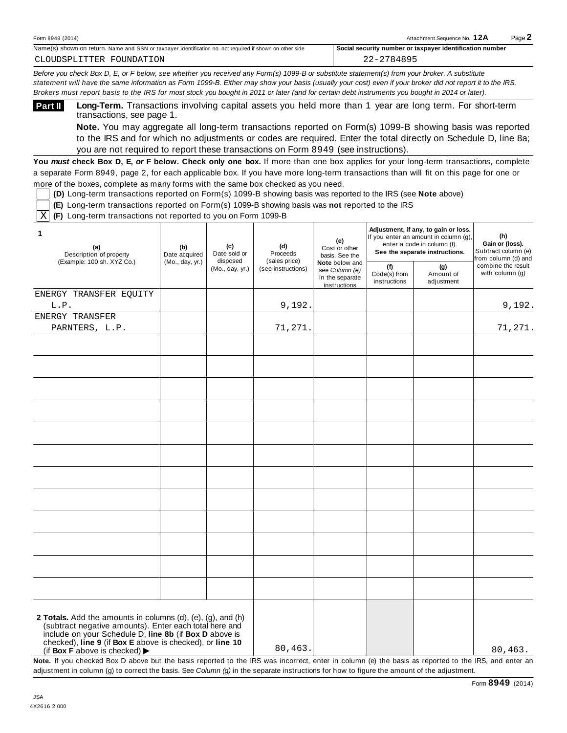Form 8949 (2014) Attachment Sequence No. **12A** Page **2**

| Name(s) shown on return. Name and SSN or taxpayer identification no. not required if shown on other side | Social security number or taxpayer identification number |
|---|---|
| CLOUDSPLITTER FOUNDATION | 22-2784895 |

*Before you check Box D, E, or F below, see whether you received any Form(s) 1099-B or substitute statement(s) from your broker. A substitute statement will have the same information as Form 1099-B. Either may show your basis (usually your cost) even if your broker did not report it to the IRS. Brokers must report basis to the IRS for most stock you bought in 2011 or later (and for certain debt instruments you bought in 2014 or later).*

**Part II** **Long-Term.** Transactions involving capital assets you held more than 1 year are long term. For short-term transactions, see page 1.

**Note.** You may aggregate all long-term transactions reported on Form(s) 1099-B showing basis was reported to the IRS and for which no adjustments or codes are required. Enter the total directly on Schedule D, line 8a; you are not required to report these transactions on Form 8949 (see instructions).

**You *must* check Box D, E, *or* F below. Check only one box.** If more than one box applies for your long-term transactions, complete a separate Form 8949, page 2, for each applicable box. If you have more long-term transactions than will fit on this page for one or more of the boxes, complete as many forms with the same box checked as you need.

☐ **(D)** Long-term transactions reported on Form(s) 1099-B showing basis was reported to the IRS (see **Note** above)

☐ **(E)** Long-term transactions reported on Form(s) 1099-B showing basis was **not** reported to the IRS

☒ **(F)** Long-term transactions not reported to you on Form 1099-B

| **1** (a) Description of property (Example: 100 sh. XYZ Co.) | (b) Date acquired (Mo., day, yr.) | (c) Date sold or disposed (Mo., day, yr.) | (d) Proceeds (sales price) (see instructions) | (e) Cost or other basis. See the **Note** below and see *Column (e)* in the separate instructions | Adjustment, if any, to gain or loss. If you enter an amount in column (g), enter a code in column (f). **See the separate instructions.** (f) Code(s) from instructions | (g) Amount of adjustment | (h) Gain or (loss). Subtract column (e) from column (d) and combine the result with column (g) |
|---|---|---|---|---|---|---|---|
| ENERGY TRANSFER EQUITY L.P. | | | 9,192. | | | | 9,192. |
| ENERGY TRANSFER PARNTERS, L.P. | | | 71,271. | | | | 71,271. |
| | | | | | | | |
| | | | | | | | |
| | | | | | | | |
| | | | | | | | |
| | | | | | | | |
| | | | | | | | |
| | | | | | | | |
| | | | | | | | |
| | | | | | | | |
| | | | | | | | |
| | | | | | | | |
| | | | | | | | |
| **2 Totals.** Add the amounts in columns (d), (e), (g), and (h) (subtract negative amounts). Enter each total here and include on your Schedule D, **line 8b** (if **Box D** above is checked), **line 9** (if **Box E** above is checked), or **line 10** (if **Box F** above is checked) ▶ | | | 80,463. | | | | 80,463. |

**Note.** If you checked Box D above but the basis reported to the IRS was incorrect, enter in column (e) the basis as reported to the IRS, and enter an adjustment in column (g) to correct the basis. See *Column (g)* in the separate instructions for how to figure the amount of the adjustment.

Form **8949** (2014)

JSA
4X2616 2.000